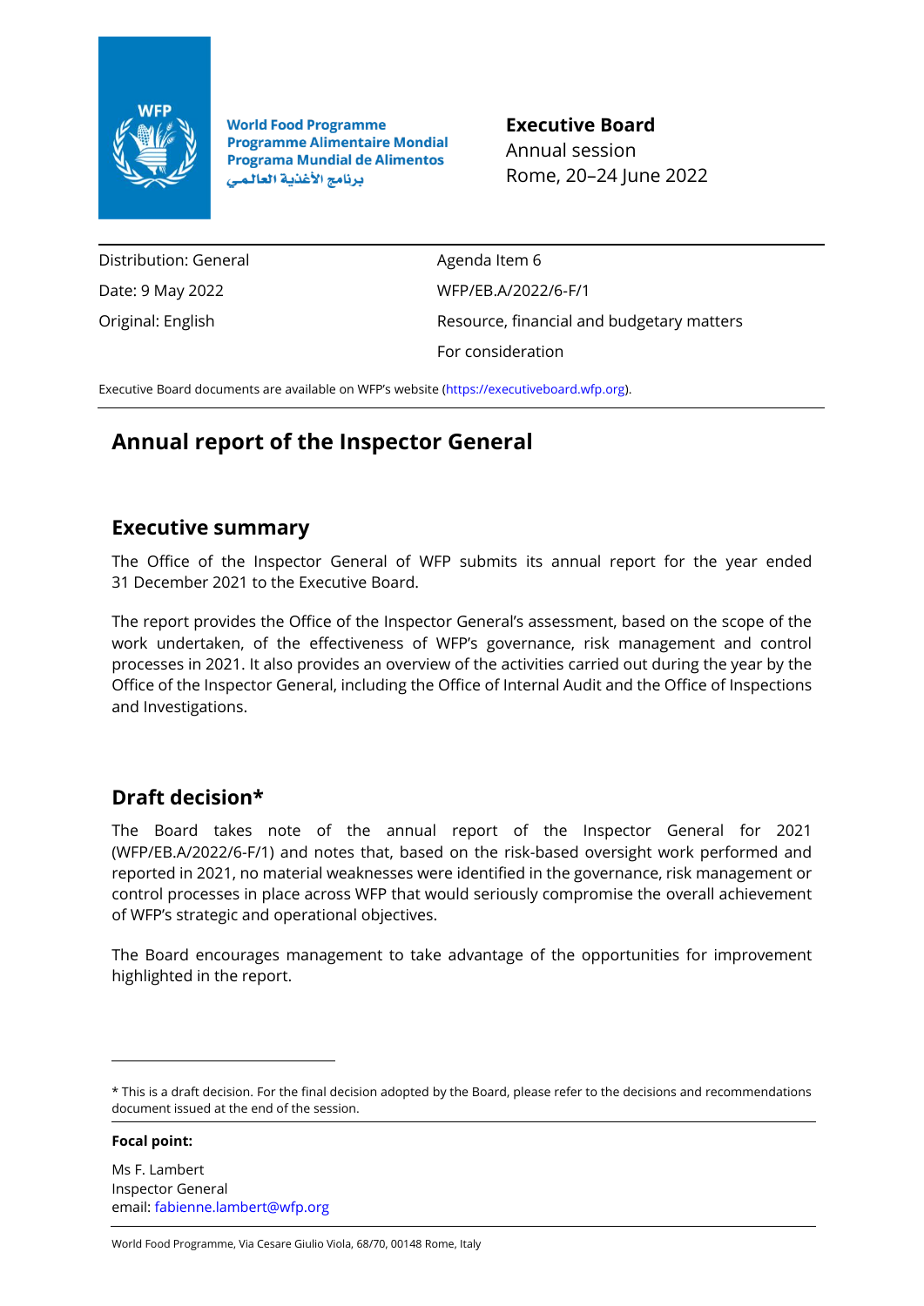World Food Programme
Programme Alimentaire Mondial
Programa Mundial de Alimentos
برنامج الأغذية العالمي

**Executive Board**
Annual session
Rome, 20–24 June 2022

| | |
|---|---|
| Distribution: General | Agenda Item 6 |
| Date: 9 May 2022 | WFP/EB.A/2022/6-F/1 |
| Original: English | Resource, financial and budgetary matters |
| | For consideration |

Executive Board documents are available on WFP's website (https://executiveboard.wfp.org).

# Annual report of the Inspector General

## Executive summary

The Office of the Inspector General of WFP submits its annual report for the year ended 31 December 2021 to the Executive Board.

The report provides the Office of the Inspector General's assessment, based on the scope of the work undertaken, of the effectiveness of WFP's governance, risk management and control processes in 2021. It also provides an overview of the activities carried out during the year by the Office of the Inspector General, including the Office of Internal Audit and the Office of Inspections and Investigations.

## Draft decision*

The Board takes note of the annual report of the Inspector General for 2021 (WFP/EB.A/2022/6-F/1) and notes that, based on the risk-based oversight work performed and reported in 2021, no material weaknesses were identified in the governance, risk management or control processes in place across WFP that would seriously compromise the overall achievement of WFP's strategic and operational objectives.

The Board encourages management to take advantage of the opportunities for improvement highlighted in the report.

---

* This is a draft decision. For the final decision adopted by the Board, please refer to the decisions and recommendations document issued at the end of the session.

**Focal point:**

Ms F. Lambert
Inspector General
email: fabienne.lambert@wfp.org

World Food Programme, Via Cesare Giulio Viola, 68/70, 00148 Rome, Italy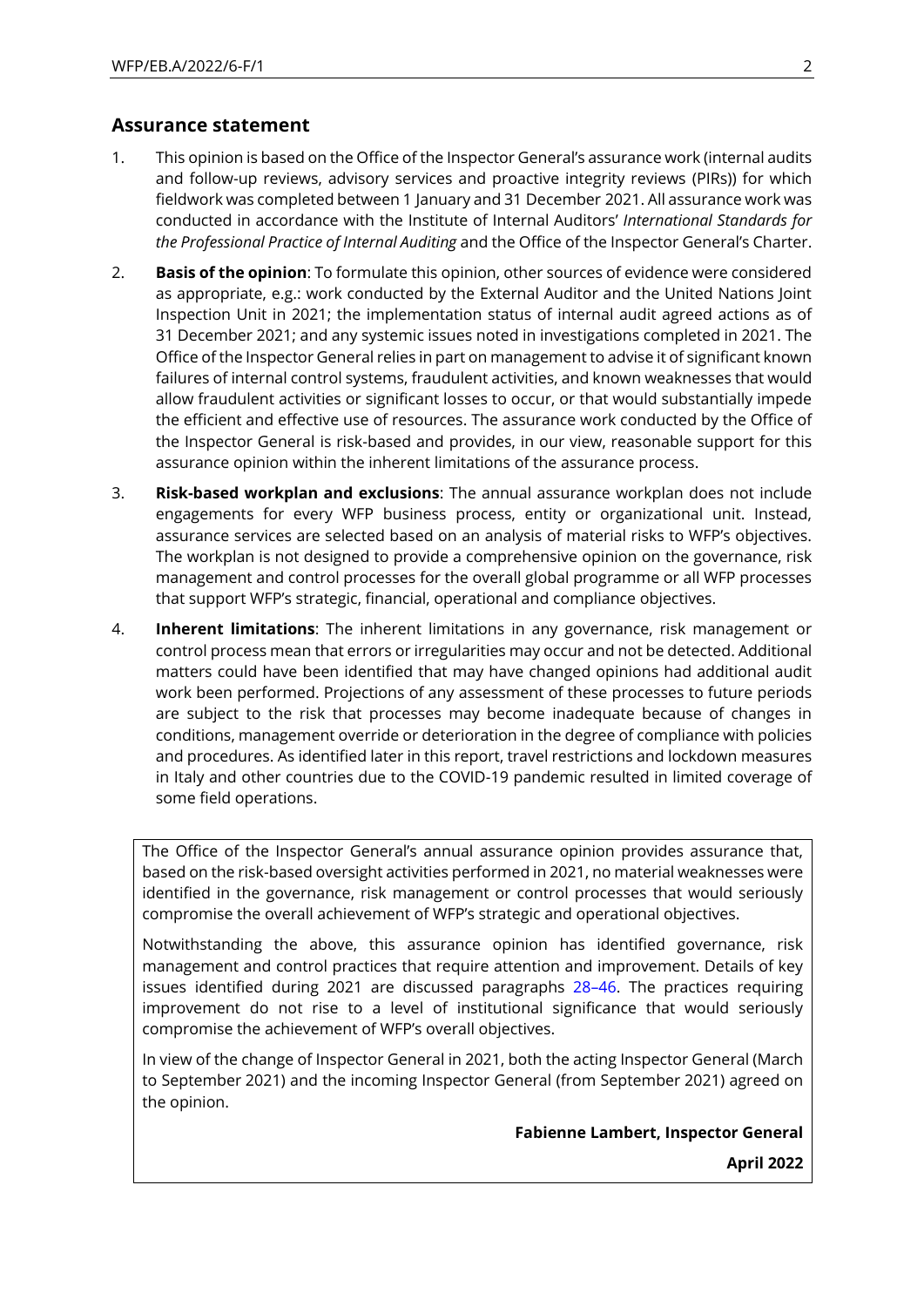## Assurance statement

1. This opinion is based on the Office of the Inspector General's assurance work (internal audits and follow-up reviews, advisory services and proactive integrity reviews (PIRs)) for which fieldwork was completed between 1 January and 31 December 2021. All assurance work was conducted in accordance with the Institute of Internal Auditors' *International Standards for the Professional Practice of Internal Auditing* and the Office of the Inspector General's Charter.

2. **Basis of the opinion**: To formulate this opinion, other sources of evidence were considered as appropriate, e.g.: work conducted by the External Auditor and the United Nations Joint Inspection Unit in 2021; the implementation status of internal audit agreed actions as of 31 December 2021; and any systemic issues noted in investigations completed in 2021. The Office of the Inspector General relies in part on management to advise it of significant known failures of internal control systems, fraudulent activities, and known weaknesses that would allow fraudulent activities or significant losses to occur, or that would substantially impede the efficient and effective use of resources. The assurance work conducted by the Office of the Inspector General is risk-based and provides, in our view, reasonable support for this assurance opinion within the inherent limitations of the assurance process.

3. **Risk-based workplan and exclusions**: The annual assurance workplan does not include engagements for every WFP business process, entity or organizational unit. Instead, assurance services are selected based on an analysis of material risks to WFP's objectives. The workplan is not designed to provide a comprehensive opinion on the governance, risk management and control processes for the overall global programme or all WFP processes that support WFP's strategic, financial, operational and compliance objectives.

4. **Inherent limitations**: The inherent limitations in any governance, risk management or control process mean that errors or irregularities may occur and not be detected. Additional matters could have been identified that may have changed opinions had additional audit work been performed. Projections of any assessment of these processes to future periods are subject to the risk that processes may become inadequate because of changes in conditions, management override or deterioration in the degree of compliance with policies and procedures. As identified later in this report, travel restrictions and lockdown measures in Italy and other countries due to the COVID-19 pandemic resulted in limited coverage of some field operations.

The Office of the Inspector General's annual assurance opinion provides assurance that, based on the risk-based oversight activities performed in 2021, no material weaknesses were identified in the governance, risk management or control processes that would seriously compromise the overall achievement of WFP's strategic and operational objectives.

Notwithstanding the above, this assurance opinion has identified governance, risk management and control practices that require attention and improvement. Details of key issues identified during 2021 are discussed paragraphs 28–46. The practices requiring improvement do not rise to a level of institutional significance that would seriously compromise the achievement of WFP's overall objectives.

In view of the change of Inspector General in 2021, both the acting Inspector General (March to September 2021) and the incoming Inspector General (from September 2021) agreed on the opinion.

**Fabienne Lambert, Inspector General**

**April 2022**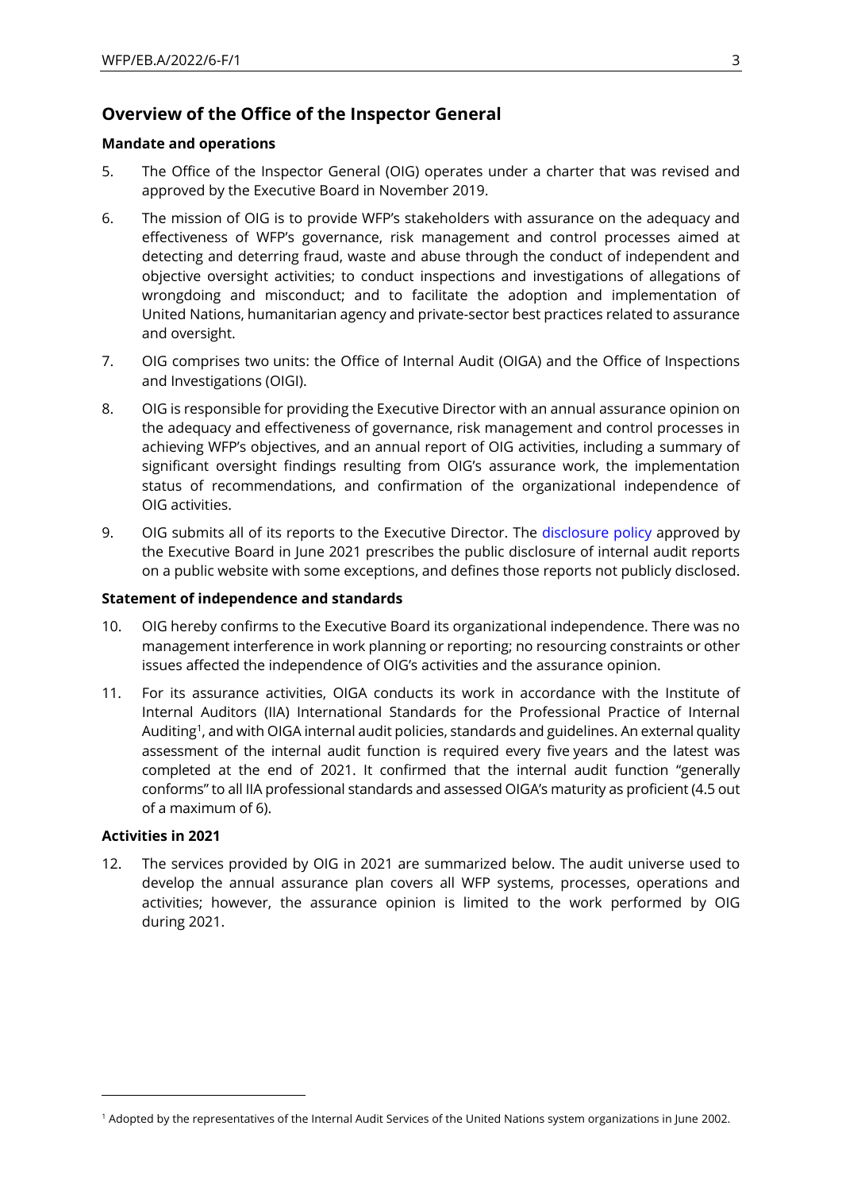## Overview of the Office of the Inspector General

### Mandate and operations

5. The Office of the Inspector General (OIG) operates under a charter that was revised and approved by the Executive Board in November 2019.

6. The mission of OIG is to provide WFP's stakeholders with assurance on the adequacy and effectiveness of WFP's governance, risk management and control processes aimed at detecting and deterring fraud, waste and abuse through the conduct of independent and objective oversight activities; to conduct inspections and investigations of allegations of wrongdoing and misconduct; and to facilitate the adoption and implementation of United Nations, humanitarian agency and private-sector best practices related to assurance and oversight.

7. OIG comprises two units: the Office of Internal Audit (OIGA) and the Office of Inspections and Investigations (OIGI).

8. OIG is responsible for providing the Executive Director with an annual assurance opinion on the adequacy and effectiveness of governance, risk management and control processes in achieving WFP's objectives, and an annual report of OIG activities, including a summary of significant oversight findings resulting from OIG's assurance work, the implementation status of recommendations, and confirmation of the organizational independence of OIG activities.

9. OIG submits all of its reports to the Executive Director. The disclosure policy approved by the Executive Board in June 2021 prescribes the public disclosure of internal audit reports on a public website with some exceptions, and defines those reports not publicly disclosed.

### Statement of independence and standards

10. OIG hereby confirms to the Executive Board its organizational independence. There was no management interference in work planning or reporting; no resourcing constraints or other issues affected the independence of OIG's activities and the assurance opinion.

11. For its assurance activities, OIGA conducts its work in accordance with the Institute of Internal Auditors (IIA) International Standards for the Professional Practice of Internal Auditing[1], and with OIGA internal audit policies, standards and guidelines. An external quality assessment of the internal audit function is required every five years and the latest was completed at the end of 2021. It confirmed that the internal audit function "generally conforms" to all IIA professional standards and assessed OIGA's maturity as proficient (4.5 out of a maximum of 6).

### Activities in 2021

12. The services provided by OIG in 2021 are summarized below. The audit universe used to develop the annual assurance plan covers all WFP systems, processes, operations and activities; however, the assurance opinion is limited to the work performed by OIG during 2021.

---

[1] Adopted by the representatives of the Internal Audit Services of the United Nations system organizations in June 2002.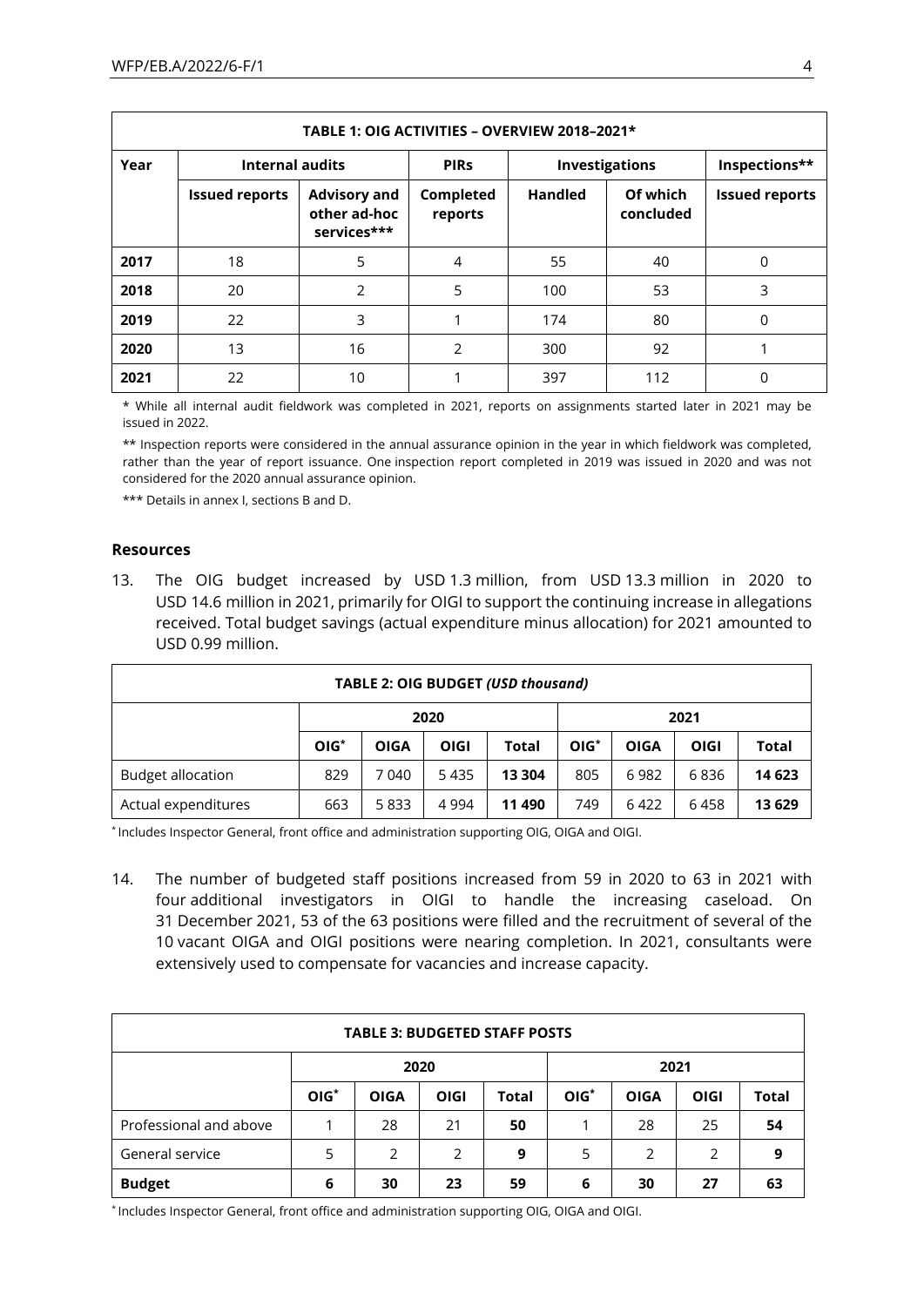| TABLE 1: OIG ACTIVITIES – OVERVIEW 2018–2021* | | | | | | |
|---|---|---|---|---|---|---|
| **Year** | **Internal audits** | | **PIRs** | **Investigations** | | **Inspections**** |
| | **Issued reports** | **Advisory and other ad-hoc services***** | **Completed reports** | **Handled** | **Of which concluded** | **Issued reports** |
| **2017** | 18 | 5 | 4 | 55 | 40 | 0 |
| **2018** | 20 | 2 | 5 | 100 | 53 | 3 |
| **2019** | 22 | 3 | 1 | 174 | 80 | 0 |
| **2020** | 13 | 16 | 2 | 300 | 92 | 1 |
| **2021** | 22 | 10 | 1 | 397 | 112 | 0 |

* While all internal audit fieldwork was completed in 2021, reports on assignments started later in 2021 may be issued in 2022.

** Inspection reports were considered in the annual assurance opinion in the year in which fieldwork was completed, rather than the year of report issuance. One inspection report completed in 2019 was issued in 2020 and was not considered for the 2020 annual assurance opinion.

*** Details in annex I, sections B and D.

### Resources

13. The OIG budget increased by USD 1.3 million, from USD 13.3 million in 2020 to USD 14.6 million in 2021, primarily for OIGI to support the continuing increase in allegations received. Total budget savings (actual expenditure minus allocation) for 2021 amounted to USD 0.99 million.

| TABLE 2: OIG BUDGET *(USD thousand)* | | | | | | | | |
|---|---|---|---|---|---|---|---|---|
| | **2020** | | | | **2021** | | | |
| | **OIG*** | **OIGA** | **OIGI** | **Total** | **OIG*** | **OIGA** | **OIGI** | **Total** |
| Budget allocation | 829 | 7 040 | 5 435 | **13 304** | 805 | 6 982 | 6 836 | **14 623** |
| Actual expenditures | 663 | 5 833 | 4 994 | **11 490** | 749 | 6 422 | 6 458 | **13 629** |

* Includes Inspector General, front office and administration supporting OIG, OIGA and OIGI.

14. The number of budgeted staff positions increased from 59 in 2020 to 63 in 2021 with four additional investigators in OIGI to handle the increasing caseload. On 31 December 2021, 53 of the 63 positions were filled and the recruitment of several of the 10 vacant OIGA and OIGI positions were nearing completion. In 2021, consultants were extensively used to compensate for vacancies and increase capacity.

| TABLE 3: BUDGETED STAFF POSTS | | | | | | | | |
|---|---|---|---|---|---|---|---|---|
| | **2020** | | | | **2021** | | | |
| | **OIG*** | **OIGA** | **OIGI** | **Total** | **OIG*** | **OIGA** | **OIGI** | **Total** |
| Professional and above | 1 | 28 | 21 | **50** | 1 | 28 | 25 | **54** |
| General service | 5 | 2 | 2 | **9** | 5 | 2 | 2 | **9** |
| **Budget** | **6** | **30** | **23** | **59** | **6** | **30** | **27** | **63** |

* Includes Inspector General, front office and administration supporting OIG, OIGA and OIGI.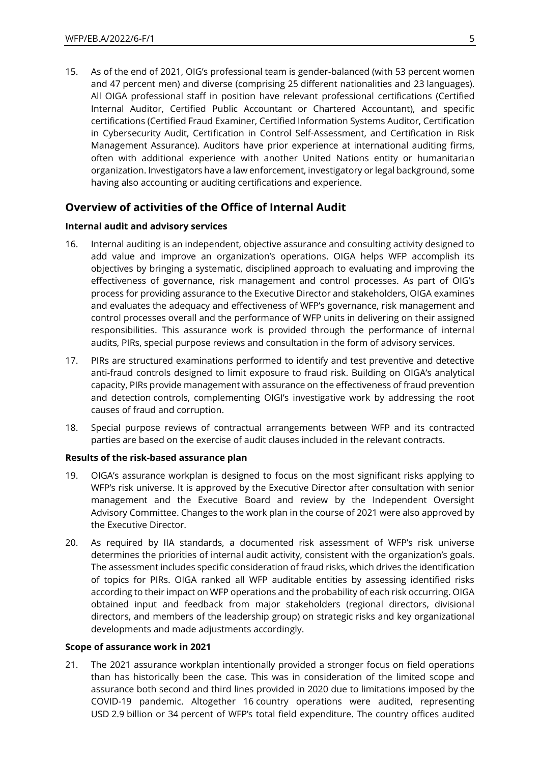15. As of the end of 2021, OIG's professional team is gender-balanced (with 53 percent women and 47 percent men) and diverse (comprising 25 different nationalities and 23 languages). All OIGA professional staff in position have relevant professional certifications (Certified Internal Auditor, Certified Public Accountant or Chartered Accountant), and specific certifications (Certified Fraud Examiner, Certified Information Systems Auditor, Certification in Cybersecurity Audit, Certification in Control Self-Assessment, and Certification in Risk Management Assurance). Auditors have prior experience at international auditing firms, often with additional experience with another United Nations entity or humanitarian organization. Investigators have a law enforcement, investigatory or legal background, some having also accounting or auditing certifications and experience.

## Overview of activities of the Office of Internal Audit

### Internal audit and advisory services

16. Internal auditing is an independent, objective assurance and consulting activity designed to add value and improve an organization's operations. OIGA helps WFP accomplish its objectives by bringing a systematic, disciplined approach to evaluating and improving the effectiveness of governance, risk management and control processes. As part of OIG's process for providing assurance to the Executive Director and stakeholders, OIGA examines and evaluates the adequacy and effectiveness of WFP's governance, risk management and control processes overall and the performance of WFP units in delivering on their assigned responsibilities. This assurance work is provided through the performance of internal audits, PIRs, special purpose reviews and consultation in the form of advisory services.

17. PIRs are structured examinations performed to identify and test preventive and detective anti-fraud controls designed to limit exposure to fraud risk. Building on OIGA's analytical capacity, PIRs provide management with assurance on the effectiveness of fraud prevention and detection controls, complementing OIGI's investigative work by addressing the root causes of fraud and corruption.

18. Special purpose reviews of contractual arrangements between WFP and its contracted parties are based on the exercise of audit clauses included in the relevant contracts.

### Results of the risk-based assurance plan

19. OIGA's assurance workplan is designed to focus on the most significant risks applying to WFP's risk universe. It is approved by the Executive Director after consultation with senior management and the Executive Board and review by the Independent Oversight Advisory Committee. Changes to the work plan in the course of 2021 were also approved by the Executive Director.

20. As required by IIA standards, a documented risk assessment of WFP's risk universe determines the priorities of internal audit activity, consistent with the organization's goals. The assessment includes specific consideration of fraud risks, which drives the identification of topics for PIRs. OIGA ranked all WFP auditable entities by assessing identified risks according to their impact on WFP operations and the probability of each risk occurring. OIGA obtained input and feedback from major stakeholders (regional directors, divisional directors, and members of the leadership group) on strategic risks and key organizational developments and made adjustments accordingly.

### Scope of assurance work in 2021

21. The 2021 assurance workplan intentionally provided a stronger focus on field operations than has historically been the case. This was in consideration of the limited scope and assurance both second and third lines provided in 2020 due to limitations imposed by the COVID-19 pandemic. Altogether 16 country operations were audited, representing USD 2.9 billion or 34 percent of WFP's total field expenditure. The country offices audited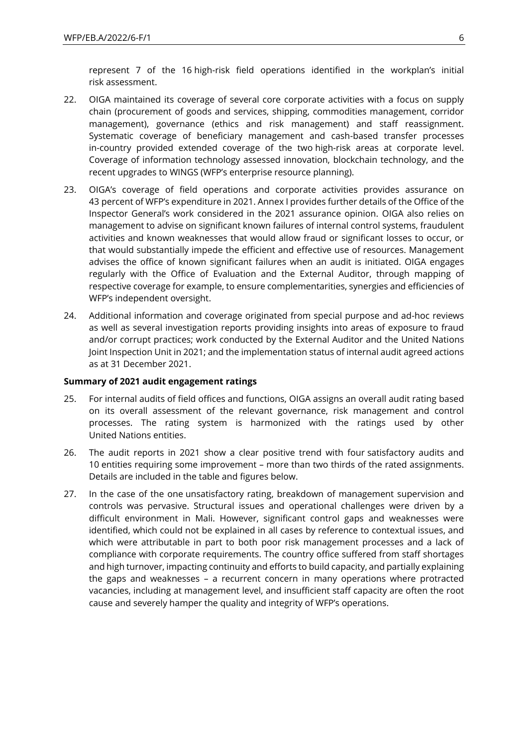represent 7 of the 16 high-risk field operations identified in the workplan's initial risk assessment.

22. OIGA maintained its coverage of several core corporate activities with a focus on supply chain (procurement of goods and services, shipping, commodities management, corridor management), governance (ethics and risk management) and staff reassignment. Systematic coverage of beneficiary management and cash-based transfer processes in-country provided extended coverage of the two high-risk areas at corporate level. Coverage of information technology assessed innovation, blockchain technology, and the recent upgrades to WINGS (WFP's enterprise resource planning).

23. OIGA's coverage of field operations and corporate activities provides assurance on 43 percent of WFP's expenditure in 2021. Annex I provides further details of the Office of the Inspector General's work considered in the 2021 assurance opinion. OIGA also relies on management to advise on significant known failures of internal control systems, fraudulent activities and known weaknesses that would allow fraud or significant losses to occur, or that would substantially impede the efficient and effective use of resources. Management advises the office of known significant failures when an audit is initiated. OIGA engages regularly with the Office of Evaluation and the External Auditor, through mapping of respective coverage for example, to ensure complementarities, synergies and efficiencies of WFP's independent oversight.

24. Additional information and coverage originated from special purpose and ad-hoc reviews as well as several investigation reports providing insights into areas of exposure to fraud and/or corrupt practices; work conducted by the External Auditor and the United Nations Joint Inspection Unit in 2021; and the implementation status of internal audit agreed actions as at 31 December 2021.

**Summary of 2021 audit engagement ratings**

25. For internal audits of field offices and functions, OIGA assigns an overall audit rating based on its overall assessment of the relevant governance, risk management and control processes. The rating system is harmonized with the ratings used by other United Nations entities.

26. The audit reports in 2021 show a clear positive trend with four satisfactory audits and 10 entities requiring some improvement – more than two thirds of the rated assignments. Details are included in the table and figures below.

27. In the case of the one unsatisfactory rating, breakdown of management supervision and controls was pervasive. Structural issues and operational challenges were driven by a difficult environment in Mali. However, significant control gaps and weaknesses were identified, which could not be explained in all cases by reference to contextual issues, and which were attributable in part to both poor risk management processes and a lack of compliance with corporate requirements. The country office suffered from staff shortages and high turnover, impacting continuity and efforts to build capacity, and partially explaining the gaps and weaknesses – a recurrent concern in many operations where protracted vacancies, including at management level, and insufficient staff capacity are often the root cause and severely hamper the quality and integrity of WFP's operations.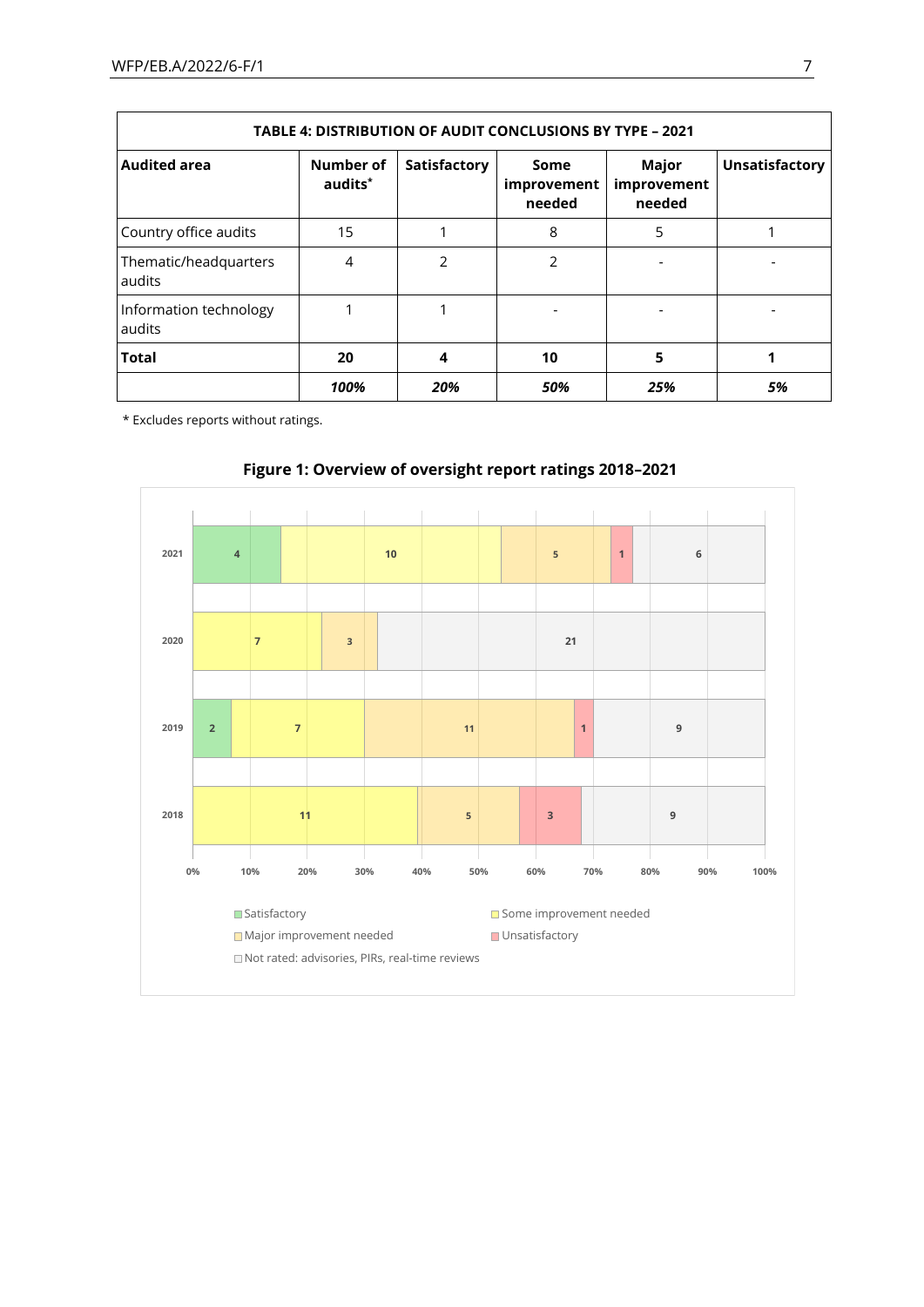| TABLE 4: DISTRIBUTION OF AUDIT CONCLUSIONS BY TYPE – 2021 | | | | | |
|---|---|---|---|---|---|
| **Audited area** | **Number of audits*** | **Satisfactory** | **Some improvement needed** | **Major improvement needed** | **Unsatisfactory** |
| Country office audits | 15 | 1 | 8 | 5 | 1 |
| Thematic/headquarters audits | 4 | 2 | 2 | - | - |
| Information technology audits | 1 | 1 | - | - | - |
| **Total** | **20** | **4** | **10** | **5** | **1** |
| | ***100%*** | ***20%*** | ***50%*** | ***25%*** | ***5%*** |

\* Excludes reports without ratings.

**Figure 1: Overview of oversight report ratings 2018–2021**

| Year | Satisfactory | Some improvement needed | Major improvement needed | Unsatisfactory | Not rated: advisories, PIRs, real-time reviews |
|---|---|---|---|---|---|
| 2021 | 4 | 10 | 5 | 1 | 6 |
| 2020 | | 7 | 3 | | 21 |
| 2019 | 2 | 7 | 11 | 1 | 9 |
| 2018 | | 11 | 5 | 3 | 9 |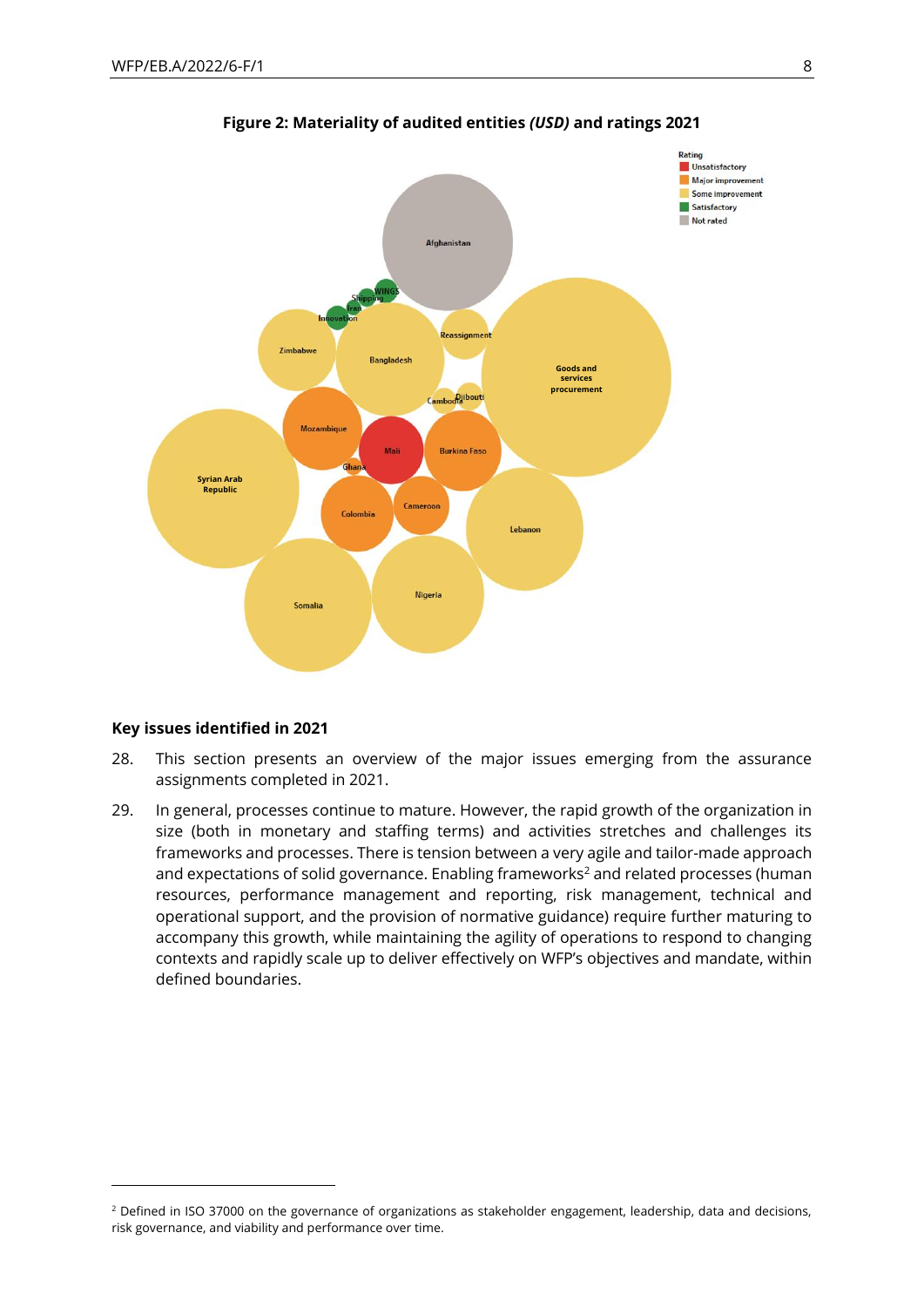**Figure 2: Materiality of audited entities *(USD)* and ratings 2021**

Rating
- Unsatisfactory
- Major improvement
- Some improvement
- Satisfactory
- Not rated

Afghanistan, WINGS, Shipping, Iran, Innovation, Zimbabwe, Bangladesh, Reassignment, Goods and services procurement, Cambodia, Djibouti, Mozambique, Mali, Burkina Faso, Syrian Arab Republic, Ghana, Colombia, Cameroon, Lebanon, Somalia, Nigeria

## Key issues identified in 2021

28. This section presents an overview of the major issues emerging from the assurance assignments completed in 2021.

29. In general, processes continue to mature. However, the rapid growth of the organization in size (both in monetary and staffing terms) and activities stretches and challenges its frameworks and processes. There is tension between a very agile and tailor-made approach and expectations of solid governance. Enabling frameworks[2] and related processes (human resources, performance management and reporting, risk management, technical and operational support, and the provision of normative guidance) require further maturing to accompany this growth, while maintaining the agility of operations to respond to changing contexts and rapidly scale up to deliver effectively on WFP's objectives and mandate, within defined boundaries.

[2] Defined in ISO 37000 on the governance of organizations as stakeholder engagement, leadership, data and decisions, risk governance, and viability and performance over time.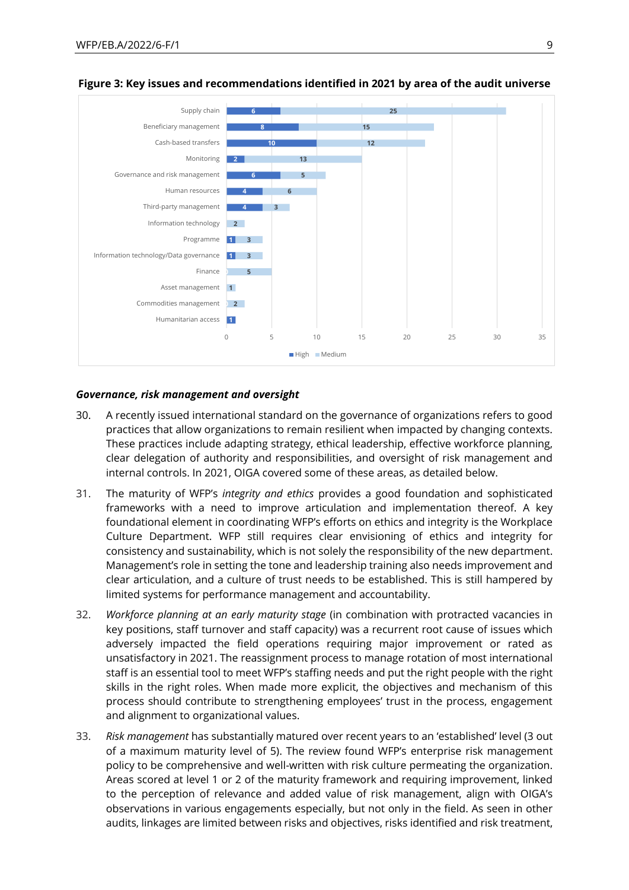**Figure 3: Key issues and recommendations identified in 2021 by area of the audit universe**

| Area | High | Medium |
|---|---|---|
| Supply chain | 6 | 25 |
| Beneficiary management | 8 | 15 |
| Cash-based transfers | 10 | 12 |
| Monitoring | 2 | 13 |
| Governance and risk management | 6 | 5 |
| Human resources | 4 | 6 |
| Third-party management | 4 | 3 |
| Information technology | | 2 |
| Programme | 1 | 3 |
| Information technology/Data governance | 1 | 3 |
| Finance | 0 | 5 |
| Asset management | | 1 |
| Commodities management | 0 | 2 |
| Humanitarian access | 1 | |

### *Governance, risk management and oversight*

30. A recently issued international standard on the governance of organizations refers to good practices that allow organizations to remain resilient when impacted by changing contexts. These practices include adapting strategy, ethical leadership, effective workforce planning, clear delegation of authority and responsibilities, and oversight of risk management and internal controls. In 2021, OIGA covered some of these areas, as detailed below.

31. The maturity of WFP's *integrity and ethics* provides a good foundation and sophisticated frameworks with a need to improve articulation and implementation thereof. A key foundational element in coordinating WFP's efforts on ethics and integrity is the Workplace Culture Department. WFP still requires clear envisioning of ethics and integrity for consistency and sustainability, which is not solely the responsibility of the new department. Management's role in setting the tone and leadership training also needs improvement and clear articulation, and a culture of trust needs to be established. This is still hampered by limited systems for performance management and accountability.

32. *Workforce planning at an early maturity stage* (in combination with protracted vacancies in key positions, staff turnover and staff capacity) was a recurrent root cause of issues which adversely impacted the field operations requiring major improvement or rated as unsatisfactory in 2021. The reassignment process to manage rotation of most international staff is an essential tool to meet WFP's staffing needs and put the right people with the right skills in the right roles. When made more explicit, the objectives and mechanism of this process should contribute to strengthening employees' trust in the process, engagement and alignment to organizational values.

33. *Risk management* has substantially matured over recent years to an 'established' level (3 out of a maximum maturity level of 5). The review found WFP's enterprise risk management policy to be comprehensive and well-written with risk culture permeating the organization. Areas scored at level 1 or 2 of the maturity framework and requiring improvement, linked to the perception of relevance and added value of risk management, align with OIGA's observations in various engagements especially, but not only in the field. As seen in other audits, linkages are limited between risks and objectives, risks identified and risk treatment,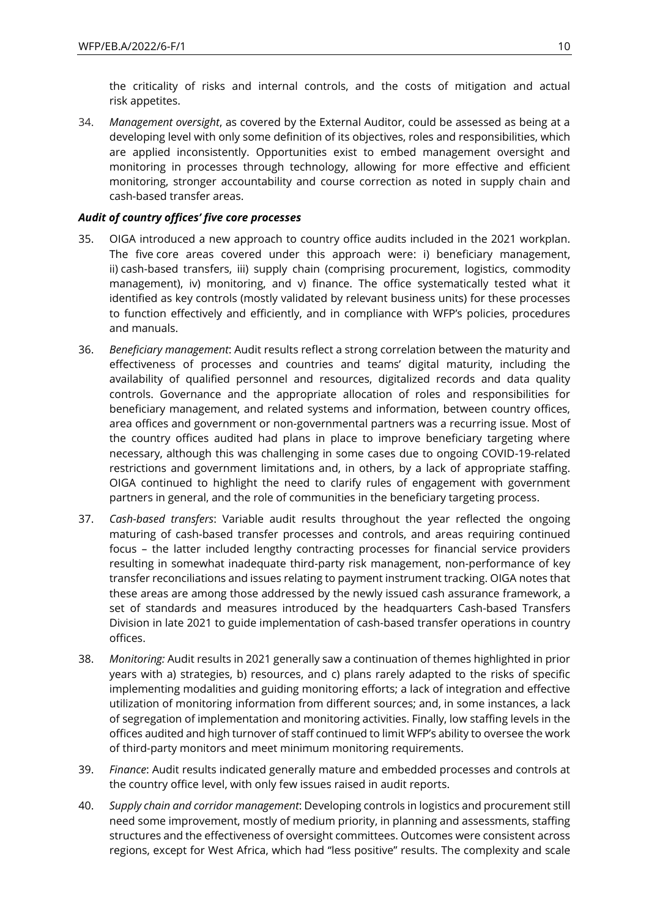the criticality of risks and internal controls, and the costs of mitigation and actual risk appetites.

34. *Management oversight*, as covered by the External Auditor, could be assessed as being at a developing level with only some definition of its objectives, roles and responsibilities, which are applied inconsistently. Opportunities exist to embed management oversight and monitoring in processes through technology, allowing for more effective and efficient monitoring, stronger accountability and course correction as noted in supply chain and cash-based transfer areas.

### *Audit of country offices' five core processes*

35. OIGA introduced a new approach to country office audits included in the 2021 workplan. The five core areas covered under this approach were: i) beneficiary management, ii) cash-based transfers, iii) supply chain (comprising procurement, logistics, commodity management), iv) monitoring, and v) finance. The office systematically tested what it identified as key controls (mostly validated by relevant business units) for these processes to function effectively and efficiently, and in compliance with WFP's policies, procedures and manuals.

36. *Beneficiary management*: Audit results reflect a strong correlation between the maturity and effectiveness of processes and countries and teams' digital maturity, including the availability of qualified personnel and resources, digitalized records and data quality controls. Governance and the appropriate allocation of roles and responsibilities for beneficiary management, and related systems and information, between country offices, area offices and government or non-governmental partners was a recurring issue. Most of the country offices audited had plans in place to improve beneficiary targeting where necessary, although this was challenging in some cases due to ongoing COVID-19-related restrictions and government limitations and, in others, by a lack of appropriate staffing. OIGA continued to highlight the need to clarify rules of engagement with government partners in general, and the role of communities in the beneficiary targeting process.

37. *Cash-based transfers*: Variable audit results throughout the year reflected the ongoing maturing of cash-based transfer processes and controls, and areas requiring continued focus – the latter included lengthy contracting processes for financial service providers resulting in somewhat inadequate third-party risk management, non-performance of key transfer reconciliations and issues relating to payment instrument tracking. OIGA notes that these areas are among those addressed by the newly issued cash assurance framework, a set of standards and measures introduced by the headquarters Cash-based Transfers Division in late 2021 to guide implementation of cash-based transfer operations in country offices.

38. *Monitoring:* Audit results in 2021 generally saw a continuation of themes highlighted in prior years with a) strategies, b) resources, and c) plans rarely adapted to the risks of specific implementing modalities and guiding monitoring efforts; a lack of integration and effective utilization of monitoring information from different sources; and, in some instances, a lack of segregation of implementation and monitoring activities. Finally, low staffing levels in the offices audited and high turnover of staff continued to limit WFP's ability to oversee the work of third-party monitors and meet minimum monitoring requirements.

39. *Finance*: Audit results indicated generally mature and embedded processes and controls at the country office level, with only few issues raised in audit reports.

40. *Supply chain and corridor management*: Developing controls in logistics and procurement still need some improvement, mostly of medium priority, in planning and assessments, staffing structures and the effectiveness of oversight committees. Outcomes were consistent across regions, except for West Africa, which had "less positive" results. The complexity and scale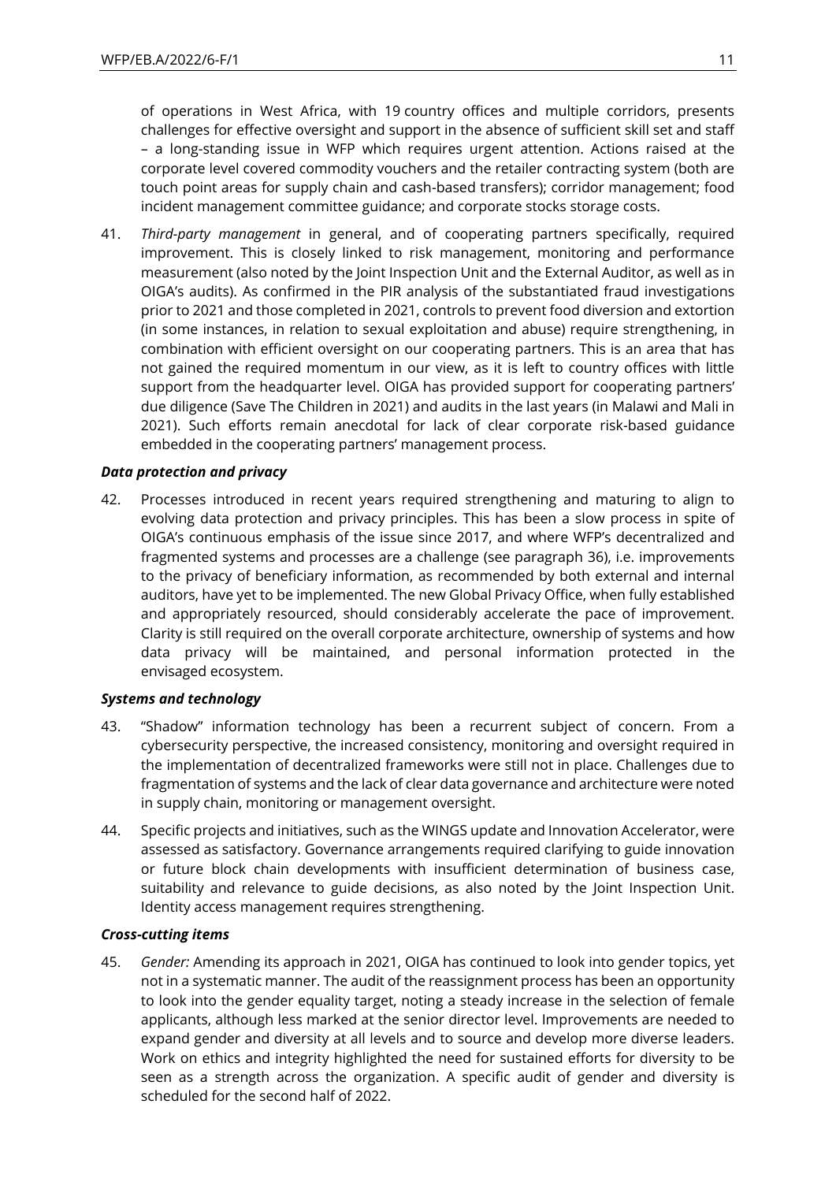of operations in West Africa, with 19 country offices and multiple corridors, presents challenges for effective oversight and support in the absence of sufficient skill set and staff – a long-standing issue in WFP which requires urgent attention. Actions raised at the corporate level covered commodity vouchers and the retailer contracting system (both are touch point areas for supply chain and cash-based transfers); corridor management; food incident management committee guidance; and corporate stocks storage costs.

41. *Third-party management* in general, and of cooperating partners specifically, required improvement. This is closely linked to risk management, monitoring and performance measurement (also noted by the Joint Inspection Unit and the External Auditor, as well as in OIGA's audits). As confirmed in the PIR analysis of the substantiated fraud investigations prior to 2021 and those completed in 2021, controls to prevent food diversion and extortion (in some instances, in relation to sexual exploitation and abuse) require strengthening, in combination with efficient oversight on our cooperating partners. This is an area that has not gained the required momentum in our view, as it is left to country offices with little support from the headquarter level. OIGA has provided support for cooperating partners' due diligence (Save The Children in 2021) and audits in the last years (in Malawi and Mali in 2021). Such efforts remain anecdotal for lack of clear corporate risk-based guidance embedded in the cooperating partners' management process.

### *Data protection and privacy*

42. Processes introduced in recent years required strengthening and maturing to align to evolving data protection and privacy principles. This has been a slow process in spite of OIGA's continuous emphasis of the issue since 2017, and where WFP's decentralized and fragmented systems and processes are a challenge (see paragraph 36), i.e. improvements to the privacy of beneficiary information, as recommended by both external and internal auditors, have yet to be implemented. The new Global Privacy Office, when fully established and appropriately resourced, should considerably accelerate the pace of improvement. Clarity is still required on the overall corporate architecture, ownership of systems and how data privacy will be maintained, and personal information protected in the envisaged ecosystem.

### *Systems and technology*

43. "Shadow" information technology has been a recurrent subject of concern. From a cybersecurity perspective, the increased consistency, monitoring and oversight required in the implementation of decentralized frameworks were still not in place. Challenges due to fragmentation of systems and the lack of clear data governance and architecture were noted in supply chain, monitoring or management oversight.

44. Specific projects and initiatives, such as the WINGS update and Innovation Accelerator, were assessed as satisfactory. Governance arrangements required clarifying to guide innovation or future block chain developments with insufficient determination of business case, suitability and relevance to guide decisions, as also noted by the Joint Inspection Unit. Identity access management requires strengthening.

### *Cross-cutting items*

45. *Gender:* Amending its approach in 2021, OIGA has continued to look into gender topics, yet not in a systematic manner. The audit of the reassignment process has been an opportunity to look into the gender equality target, noting a steady increase in the selection of female applicants, although less marked at the senior director level. Improvements are needed to expand gender and diversity at all levels and to source and develop more diverse leaders. Work on ethics and integrity highlighted the need for sustained efforts for diversity to be seen as a strength across the organization. A specific audit of gender and diversity is scheduled for the second half of 2022.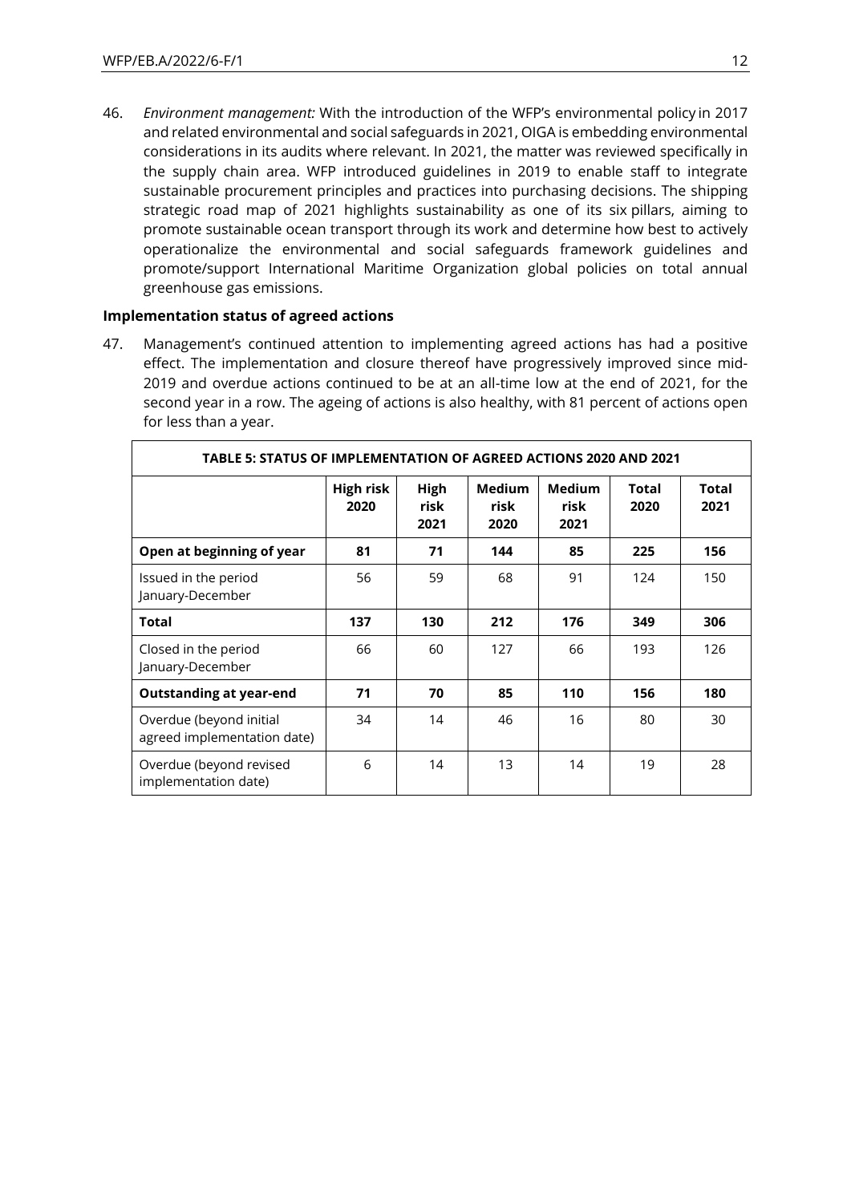46. *Environment management:* With the introduction of the WFP's environmental policy in 2017 and related environmental and social safeguards in 2021, OIGA is embedding environmental considerations in its audits where relevant. In 2021, the matter was reviewed specifically in the supply chain area. WFP introduced guidelines in 2019 to enable staff to integrate sustainable procurement principles and practices into purchasing decisions. The shipping strategic road map of 2021 highlights sustainability as one of its six pillars, aiming to promote sustainable ocean transport through its work and determine how best to actively operationalize the environmental and social safeguards framework guidelines and promote/support International Maritime Organization global policies on total annual greenhouse gas emissions.

### Implementation status of agreed actions

47. Management's continued attention to implementing agreed actions has had a positive effect. The implementation and closure thereof have progressively improved since mid-2019 and overdue actions continued to be at an all-time low at the end of 2021, for the second year in a row. The ageing of actions is also healthy, with 81 percent of actions open for less than a year.

**TABLE 5: STATUS OF IMPLEMENTATION OF AGREED ACTIONS 2020 AND 2021**

| | High risk 2020 | High risk 2021 | Medium risk 2020 | Medium risk 2021 | Total 2020 | Total 2021 |
|---|---|---|---|---|---|---|
| **Open at beginning of year** | **81** | **71** | **144** | **85** | **225** | **156** |
| Issued in the period January-December | 56 | 59 | 68 | 91 | 124 | 150 |
| **Total** | **137** | **130** | **212** | **176** | **349** | **306** |
| Closed in the period January-December | 66 | 60 | 127 | 66 | 193 | 126 |
| **Outstanding at year-end** | **71** | **70** | **85** | **110** | **156** | **180** |
| Overdue (beyond initial agreed implementation date) | 34 | 14 | 46 | 16 | 80 | 30 |
| Overdue (beyond revised implementation date) | 6 | 14 | 13 | 14 | 19 | 28 |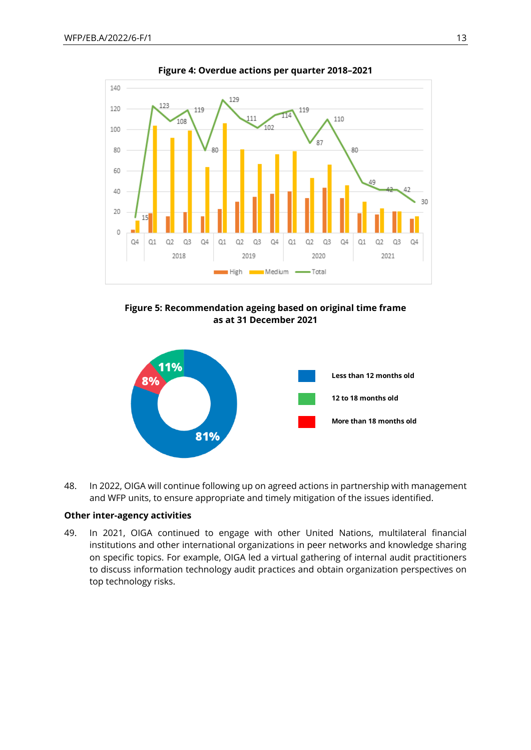**Figure 4: Overdue actions per quarter 2018–2021**

**Figure 5: Recommendation ageing based on original time frame as at 31 December 2021**

48. In 2022, OIGA will continue following up on agreed actions in partnership with management and WFP units, to ensure appropriate and timely mitigation of the issues identified.

### Other inter-agency activities

49. In 2021, OIGA continued to engage with other United Nations, multilateral financial institutions and other international organizations in peer networks and knowledge sharing on specific topics. For example, OIGA led a virtual gathering of internal audit practitioners to discuss information technology audit practices and obtain organization perspectives on top technology risks.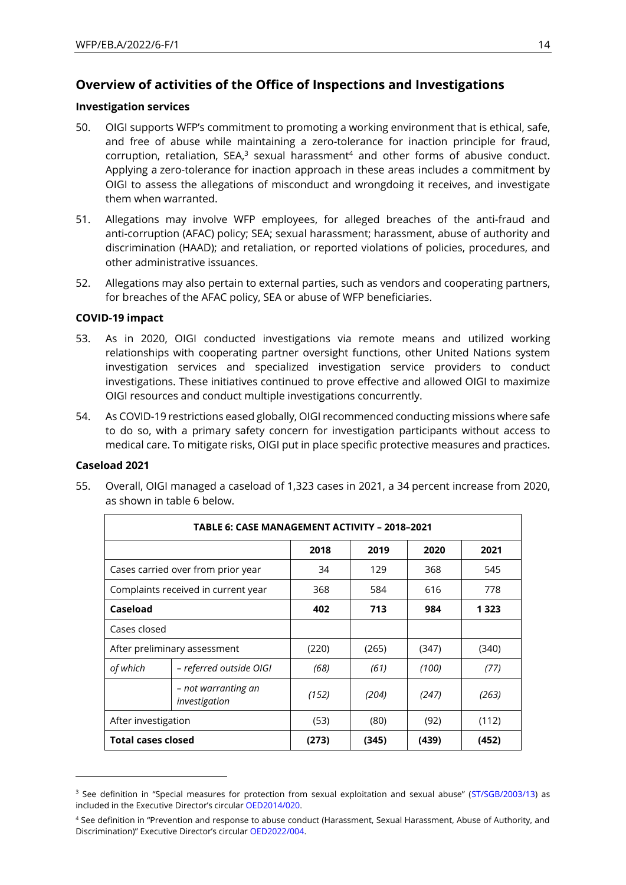## Overview of activities of the Office of Inspections and Investigations

### Investigation services

50. OIGI supports WFP's commitment to promoting a working environment that is ethical, safe, and free of abuse while maintaining a zero-tolerance for inaction principle for fraud, corruption, retaliation, SEA,[3] sexual harassment[4] and other forms of abusive conduct. Applying a zero-tolerance for inaction approach in these areas includes a commitment by OIGI to assess the allegations of misconduct and wrongdoing it receives, and investigate them when warranted.

51. Allegations may involve WFP employees, for alleged breaches of the anti-fraud and anti-corruption (AFAC) policy; SEA; sexual harassment; harassment, abuse of authority and discrimination (HAAD); and retaliation, or reported violations of policies, procedures, and other administrative issuances.

52. Allegations may also pertain to external parties, such as vendors and cooperating partners, for breaches of the AFAC policy, SEA or abuse of WFP beneficiaries.

### COVID-19 impact

53. As in 2020, OIGI conducted investigations via remote means and utilized working relationships with cooperating partner oversight functions, other United Nations system investigation services and specialized investigation service providers to conduct investigations. These initiatives continued to prove effective and allowed OIGI to maximize OIGI resources and conduct multiple investigations concurrently.

54. As COVID-19 restrictions eased globally, OIGI recommenced conducting missions where safe to do so, with a primary safety concern for investigation participants without access to medical care. To mitigate risks, OIGI put in place specific protective measures and practices.

### Caseload 2021

55. Overall, OIGI managed a caseload of 1,323 cases in 2021, a 34 percent increase from 2020, as shown in table 6 below.

**TABLE 6: CASE MANAGEMENT ACTIVITY – 2018–2021**

| | | 2018 | 2019 | 2020 | 2021 |
|---|---|---|---|---|---|
| Cases carried over from prior year | | 34 | 129 | 368 | 545 |
| Complaints received in current year | | 368 | 584 | 616 | 778 |
| **Caseload** | | **402** | **713** | **984** | **1 323** |
| Cases closed | | | | | |
| After preliminary assessment | | (220) | (265) | (347) | (340) |
| *of which* | *– referred outside OIGI* | *(68)* | *(61)* | *(100)* | *(77)* |
| | *– not warranting an investigation* | *(152)* | *(204)* | *(247)* | *(263)* |
| After investigation | | (53) | (80) | (92) | (112) |
| **Total cases closed** | | **(273)** | **(345)** | **(439)** | **(452)** |

---

[3] See definition in "Special measures for protection from sexual exploitation and sexual abuse" (ST/SGB/2003/13) as included in the Executive Director's circular OED2014/020.

[4] See definition in "Prevention and response to abuse conduct (Harassment, Sexual Harassment, Abuse of Authority, and Discrimination)" Executive Director's circular OED2022/004.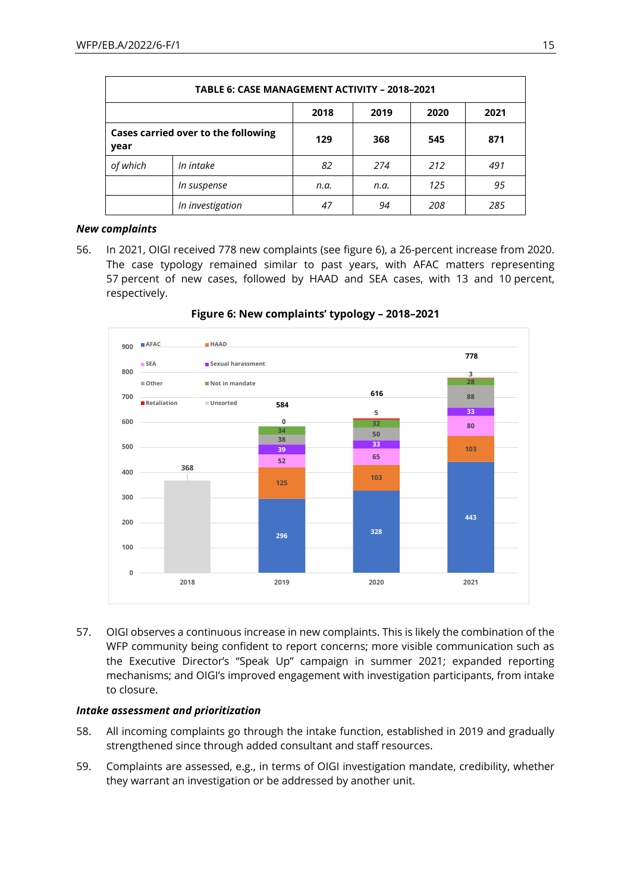| TABLE 6: CASE MANAGEMENT ACTIVITY – 2018–2021 | | | | | |
|---|---|---|---|---|---|
| | | 2018 | 2019 | 2020 | 2021 |
| **Cases carried over to the following year** | | **129** | **368** | **545** | **871** |
| *of which* | *In intake* | *82* | *274* | *212* | *491* |
| | *In suspense* | *n.a.* | *n.a.* | *125* | *95* |
| | *In investigation* | *47* | *94* | *208* | *285* |

***New complaints***

56. In 2021, OIGI received 778 new complaints (see figure 6), a 26-percent increase from 2020. The case typology remained similar to past years, with AFAC matters representing 57 percent of new cases, followed by HAAD and SEA cases, with 13 and 10 percent, respectively.

**Figure 6: New complaints' typology – 2018–2021**

| | 2018 | 2019 | 2020 | 2021 |
|---|---|---|---|---|
| AFAC | | 296 | 328 | 443 |
| HAAD | | 125 | 103 | 103 |
| SEA | | 52 | 65 | 80 |
| Sexual harassment | | 39 | 33 | 33 |
| Other | | 38 | 50 | 88 |
| Not in mandate | | 34 | 32 | 28 |
| Retaliation | | 0 | 5 | 3 |
| Unsorted | 368 | | | |
| Total | 368 | 584 | 616 | 778 |

57. OIGI observes a continuous increase in new complaints. This is likely the combination of the WFP community being confident to report concerns; more visible communication such as the Executive Director's "Speak Up" campaign in summer 2021; expanded reporting mechanisms; and OIGI's improved engagement with investigation participants, from intake to closure.

***Intake assessment and prioritization***

58. All incoming complaints go through the intake function, established in 2019 and gradually strengthened since through added consultant and staff resources.

59. Complaints are assessed, e.g., in terms of OIGI investigation mandate, credibility, whether they warrant an investigation or be addressed by another unit.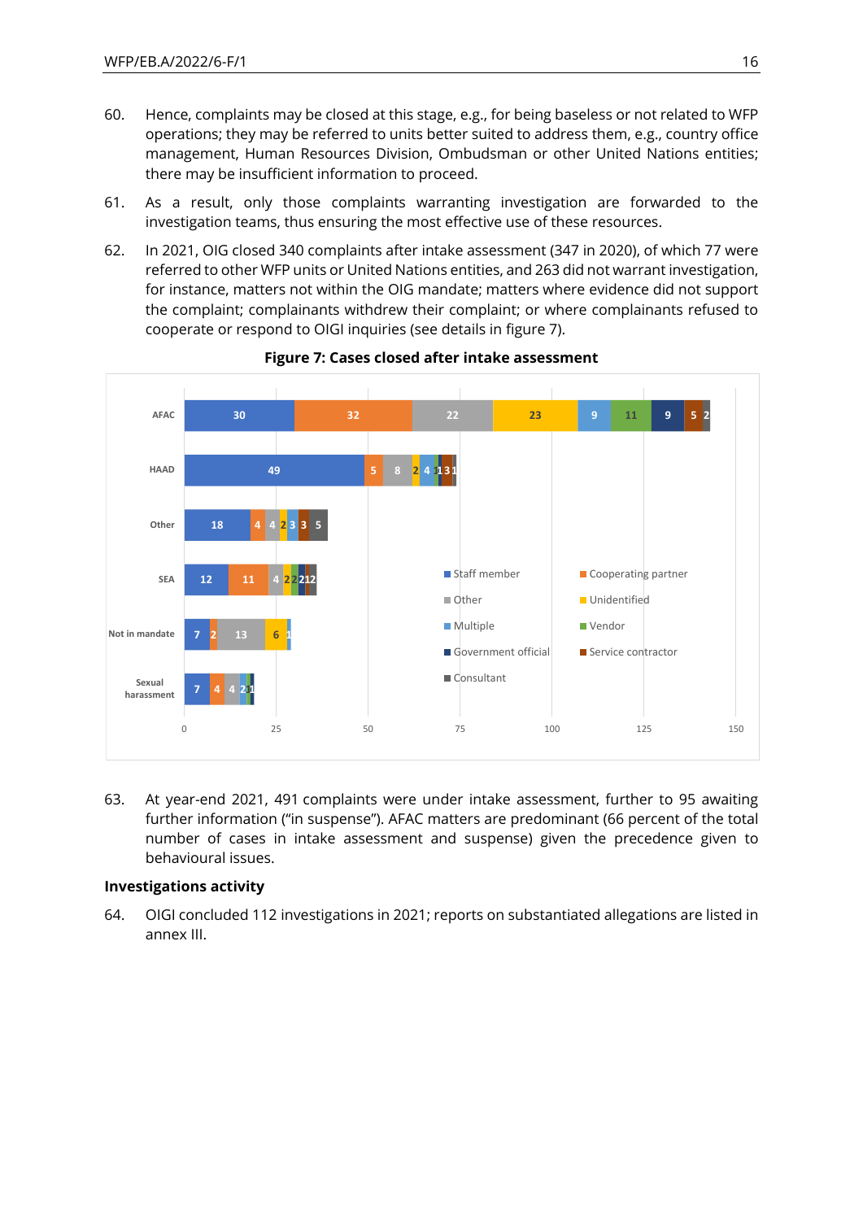60. Hence, complaints may be closed at this stage, e.g., for being baseless or not related to WFP operations; they may be referred to units better suited to address them, e.g., country office management, Human Resources Division, Ombudsman or other United Nations entities; there may be insufficient information to proceed.

61. As a result, only those complaints warranting investigation are forwarded to the investigation teams, thus ensuring the most effective use of these resources.

62. In 2021, OIG closed 340 complaints after intake assessment (347 in 2020), of which 77 were referred to other WFP units or United Nations entities, and 263 did not warrant investigation, for instance, matters not within the OIG mandate; matters where evidence did not support the complaint; complainants withdrew their complaint; or where complainants refused to cooperate or respond to OIGI inquiries (see details in figure 7).

**Figure 7: Cases closed after intake assessment**

| | Staff member | Cooperating partner | Other | Unidentified | Multiple | Vendor | Government official | Service contractor | Consultant |
|---|---|---|---|---|---|---|---|---|---|
| AFAC | 30 | 32 | 22 | 23 | 9 | 11 | 9 | 5 | 2 |
| HAAD | 49 | 5 | 8 | 2 | 4 | 1 | 1 | 3 | 1 |
| Other | 18 | 4 | 4 | 2 | 3 | | | 3 | 5 |
| SEA | 12 | 11 | 4 | 2 | | 2 | 2 | 1 | 2 |
| Not in mandate | 7 | 2 | 13 | 6 | 1 | | | | |
| Sexual harassment | 7 | 4 | 4 | | 2 | 1 | 1 | | |

63. At year-end 2021, 491 complaints were under intake assessment, further to 95 awaiting further information ("in suspense"). AFAC matters are predominant (66 percent of the total number of cases in intake assessment and suspense) given the precedence given to behavioural issues.

### Investigations activity

64. OIGI concluded 112 investigations in 2021; reports on substantiated allegations are listed in annex III.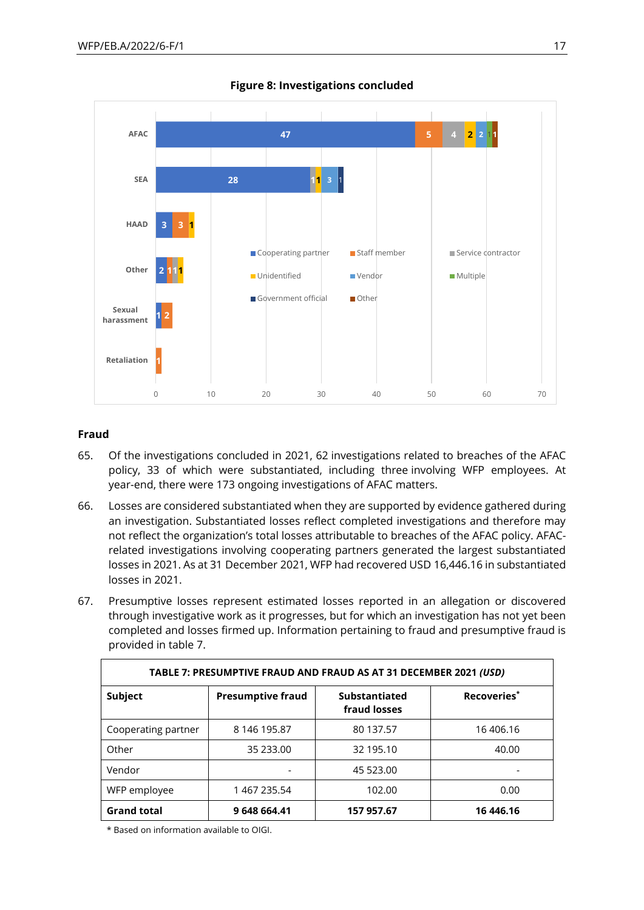**Figure 8: Investigations concluded**

| Category | Cooperating partner | Staff member | Service contractor | Unidentified | Vendor | Multiple | Government official | Other |
|---|---|---|---|---|---|---|---|---|
| AFAC | 47 | 5 | 4 | 2 | 2 | 1 | | 1 |
| SEA | 28 | | 1 | 1 | 3 | | 1 | |
| HAAD | 3 | 3 | | 1 | | | | |
| Other | 2 | 1 | 1 | 1 | | | | |
| Sexual harassment | 1 | 2 | | | | | | |
| Retaliation | | 1 | | | | | | |

## Fraud

65. Of the investigations concluded in 2021, 62 investigations related to breaches of the AFAC policy, 33 of which were substantiated, including three involving WFP employees. At year-end, there were 173 ongoing investigations of AFAC matters.

66. Losses are considered substantiated when they are supported by evidence gathered during an investigation. Substantiated losses reflect completed investigations and therefore may not reflect the organization's total losses attributable to breaches of the AFAC policy. AFAC-related investigations involving cooperating partners generated the largest substantiated losses in 2021. As at 31 December 2021, WFP had recovered USD 16,446.16 in substantiated losses in 2021.

67. Presumptive losses represent estimated losses reported in an allegation or discovered through investigative work as it progresses, but for which an investigation has not yet been completed and losses firmed up. Information pertaining to fraud and presumptive fraud is provided in table 7.

**TABLE 7: PRESUMPTIVE FRAUD AND FRAUD AS AT 31 DECEMBER 2021 *(USD)***

| Subject | Presumptive fraud | Substantiated fraud losses | Recoveries* |
|---|---|---|---|
| Cooperating partner | 8 146 195.87 | 80 137.57 | 16 406.16 |
| Other | 35 233.00 | 32 195.10 | 40.00 |
| Vendor | - | 45 523.00 | - |
| WFP employee | 1 467 235.54 | 102.00 | 0.00 |
| **Grand total** | **9 648 664.41** | **157 957.67** | **16 446.16** |

\* Based on information available to OIGI.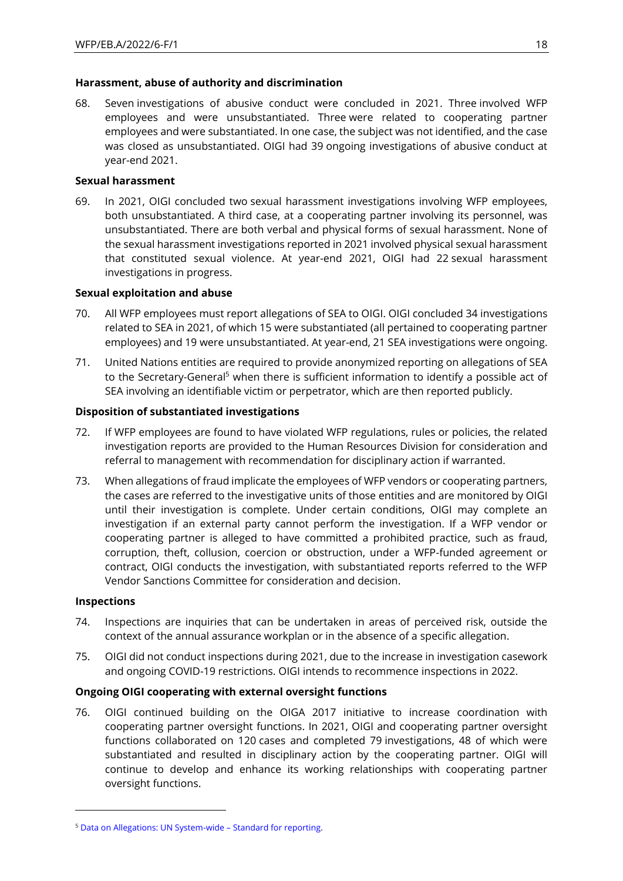**Harassment, abuse of authority and discrimination**

68. Seven investigations of abusive conduct were concluded in 2021. Three involved WFP employees and were unsubstantiated. Three were related to cooperating partner employees and were substantiated. In one case, the subject was not identified, and the case was closed as unsubstantiated. OIGI had 39 ongoing investigations of abusive conduct at year-end 2021.

**Sexual harassment**

69. In 2021, OIGI concluded two sexual harassment investigations involving WFP employees, both unsubstantiated. A third case, at a cooperating partner involving its personnel, was unsubstantiated. There are both verbal and physical forms of sexual harassment. None of the sexual harassment investigations reported in 2021 involved physical sexual harassment that constituted sexual violence. At year-end 2021, OIGI had 22 sexual harassment investigations in progress.

**Sexual exploitation and abuse**

70. All WFP employees must report allegations of SEA to OIGI. OIGI concluded 34 investigations related to SEA in 2021, of which 15 were substantiated (all pertained to cooperating partner employees) and 19 were unsubstantiated. At year-end, 21 SEA investigations were ongoing.

71. United Nations entities are required to provide anonymized reporting on allegations of SEA to the Secretary-General[5] when there is sufficient information to identify a possible act of SEA involving an identifiable victim or perpetrator, which are then reported publicly.

**Disposition of substantiated investigations**

72. If WFP employees are found to have violated WFP regulations, rules or policies, the related investigation reports are provided to the Human Resources Division for consideration and referral to management with recommendation for disciplinary action if warranted.

73. When allegations of fraud implicate the employees of WFP vendors or cooperating partners, the cases are referred to the investigative units of those entities and are monitored by OIGI until their investigation is complete. Under certain conditions, OIGI may complete an investigation if an external party cannot perform the investigation. If a WFP vendor or cooperating partner is alleged to have committed a prohibited practice, such as fraud, corruption, theft, collusion, coercion or obstruction, under a WFP-funded agreement or contract, OIGI conducts the investigation, with substantiated reports referred to the WFP Vendor Sanctions Committee for consideration and decision.

**Inspections**

74. Inspections are inquiries that can be undertaken in areas of perceived risk, outside the context of the annual assurance workplan or in the absence of a specific allegation.

75. OIGI did not conduct inspections during 2021, due to the increase in investigation casework and ongoing COVID-19 restrictions. OIGI intends to recommence inspections in 2022.

**Ongoing OIGI cooperating with external oversight functions**

76. OIGI continued building on the OIGA 2017 initiative to increase coordination with cooperating partner oversight functions. In 2021, OIGI and cooperating partner oversight functions collaborated on 120 cases and completed 79 investigations, 48 of which were substantiated and resulted in disciplinary action by the cooperating partner. OIGI will continue to develop and enhance its working relationships with cooperating partner oversight functions.

---

[5] Data on Allegations: UN System-wide – Standard for reporting.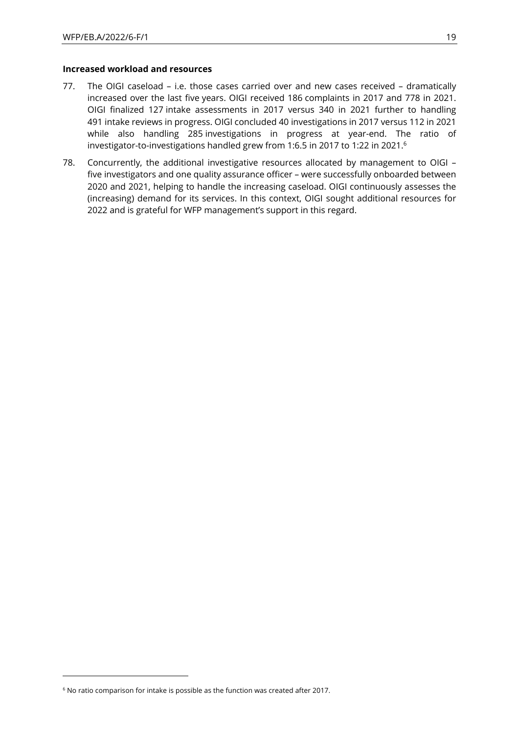**Increased workload and resources**

77. The OIGI caseload – i.e. those cases carried over and new cases received – dramatically increased over the last five years. OIGI received 186 complaints in 2017 and 778 in 2021. OIGI finalized 127 intake assessments in 2017 versus 340 in 2021 further to handling 491 intake reviews in progress. OIGI concluded 40 investigations in 2017 versus 112 in 2021 while also handling 285 investigations in progress at year-end. The ratio of investigator-to-investigations handled grew from 1:6.5 in 2017 to 1:22 in 2021.[6]

78. Concurrently, the additional investigative resources allocated by management to OIGI – five investigators and one quality assurance officer – were successfully onboarded between 2020 and 2021, helping to handle the increasing caseload. OIGI continuously assesses the (increasing) demand for its services. In this context, OIGI sought additional resources for 2022 and is grateful for WFP management's support in this regard.

---

[6] No ratio comparison for intake is possible as the function was created after 2017.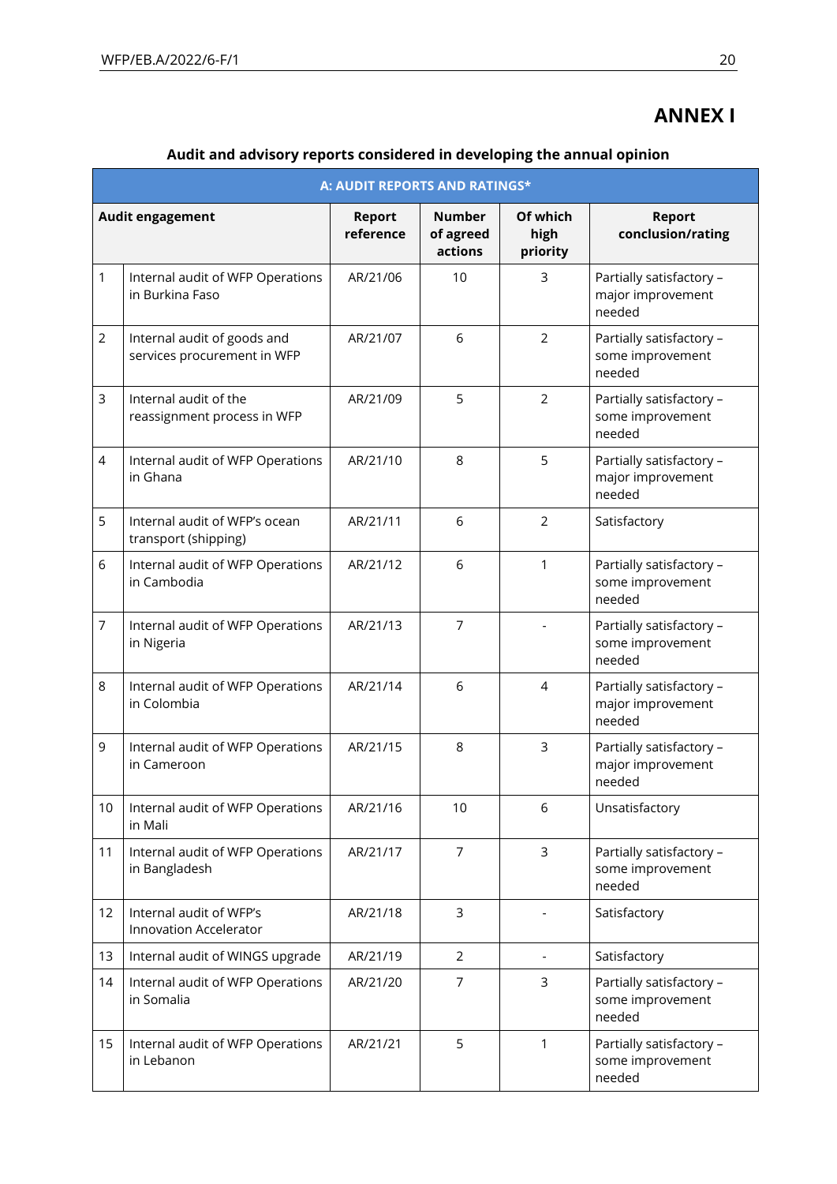# ANNEX I

## Audit and advisory reports considered in developing the annual opinion

| A: AUDIT REPORTS AND RATINGS* | | | | | |
|---|---|---|---|---|---|
| **Audit engagement** | | **Report reference** | **Number of agreed actions** | **Of which high priority** | **Report conclusion/rating** |
| 1 | Internal audit of WFP Operations in Burkina Faso | AR/21/06 | 10 | 3 | Partially satisfactory – major improvement needed |
| 2 | Internal audit of goods and services procurement in WFP | AR/21/07 | 6 | 2 | Partially satisfactory – some improvement needed |
| 3 | Internal audit of the reassignment process in WFP | AR/21/09 | 5 | 2 | Partially satisfactory – some improvement needed |
| 4 | Internal audit of WFP Operations in Ghana | AR/21/10 | 8 | 5 | Partially satisfactory – major improvement needed |
| 5 | Internal audit of WFP's ocean transport (shipping) | AR/21/11 | 6 | 2 | Satisfactory |
| 6 | Internal audit of WFP Operations in Cambodia | AR/21/12 | 6 | 1 | Partially satisfactory – some improvement needed |
| 7 | Internal audit of WFP Operations in Nigeria | AR/21/13 | 7 | - | Partially satisfactory – some improvement needed |
| 8 | Internal audit of WFP Operations in Colombia | AR/21/14 | 6 | 4 | Partially satisfactory – major improvement needed |
| 9 | Internal audit of WFP Operations in Cameroon | AR/21/15 | 8 | 3 | Partially satisfactory – major improvement needed |
| 10 | Internal audit of WFP Operations in Mali | AR/21/16 | 10 | 6 | Unsatisfactory |
| 11 | Internal audit of WFP Operations in Bangladesh | AR/21/17 | 7 | 3 | Partially satisfactory – some improvement needed |
| 12 | Internal audit of WFP's Innovation Accelerator | AR/21/18 | 3 | - | Satisfactory |
| 13 | Internal audit of WINGS upgrade | AR/21/19 | 2 | - | Satisfactory |
| 14 | Internal audit of WFP Operations in Somalia | AR/21/20 | 7 | 3 | Partially satisfactory – some improvement needed |
| 15 | Internal audit of WFP Operations in Lebanon | AR/21/21 | 5 | 1 | Partially satisfactory – some improvement needed |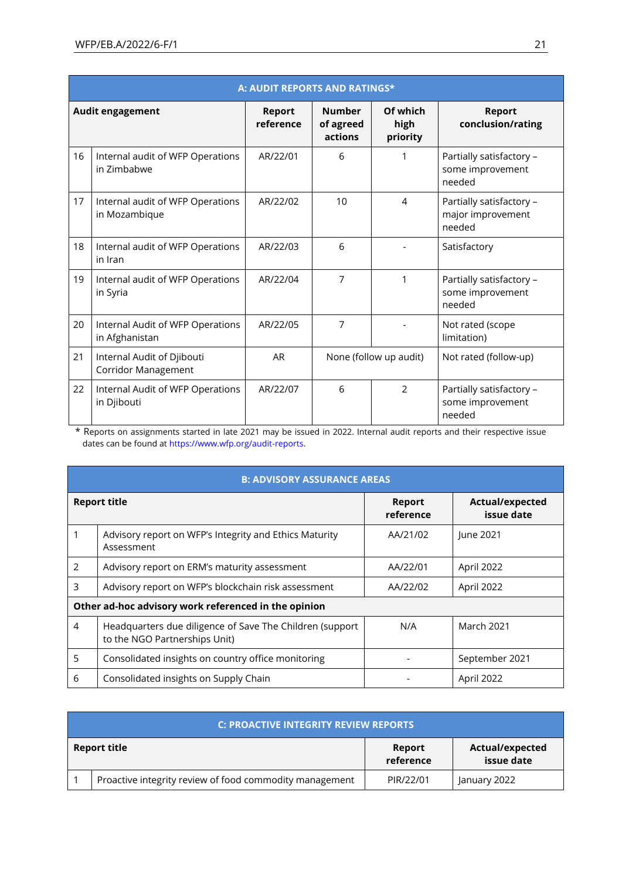| A: AUDIT REPORTS AND RATINGS* | | | | | |
|---|---|---|---|---|---|
| **Audit engagement** | | **Report reference** | **Number of agreed actions** | **Of which high priority** | **Report conclusion/rating** |
| 16 | Internal audit of WFP Operations in Zimbabwe | AR/22/01 | 6 | 1 | Partially satisfactory – some improvement needed |
| 17 | Internal audit of WFP Operations in Mozambique | AR/22/02 | 10 | 4 | Partially satisfactory – major improvement needed |
| 18 | Internal audit of WFP Operations in Iran | AR/22/03 | 6 | - | Satisfactory |
| 19 | Internal audit of WFP Operations in Syria | AR/22/04 | 7 | 1 | Partially satisfactory – some improvement needed |
| 20 | Internal Audit of WFP Operations in Afghanistan | AR/22/05 | 7 | - | Not rated (scope limitation) |
| 21 | Internal Audit of Djibouti Corridor Management | AR | None (follow up audit) | | Not rated (follow-up) |
| 22 | Internal Audit of WFP Operations in Djibouti | AR/22/07 | 6 | 2 | Partially satisfactory – some improvement needed |

* Reports on assignments started in late 2021 may be issued in 2022. Internal audit reports and their respective issue dates can be found at https://www.wfp.org/audit-reports.

| B: ADVISORY ASSURANCE AREAS | | | |
|---|---|---|---|
| **Report title** | | **Report reference** | **Actual/expected issue date** |
| 1 | Advisory report on WFP's Integrity and Ethics Maturity Assessment | AA/21/02 | June 2021 |
| 2 | Advisory report on ERM's maturity assessment | AA/22/01 | April 2022 |
| 3 | Advisory report on WFP's blockchain risk assessment | AA/22/02 | April 2022 |
| **Other ad-hoc advisory work referenced in the opinion** | | | |
| 4 | Headquarters due diligence of Save The Children (support to the NGO Partnerships Unit) | N/A | March 2021 |
| 5 | Consolidated insights on country office monitoring | - | September 2021 |
| 6 | Consolidated insights on Supply Chain | - | April 2022 |

| C: PROACTIVE INTEGRITY REVIEW REPORTS | | | |
|---|---|---|---|
| **Report title** | | **Report reference** | **Actual/expected issue date** |
| 1 | Proactive integrity review of food commodity management | PIR/22/01 | January 2022 |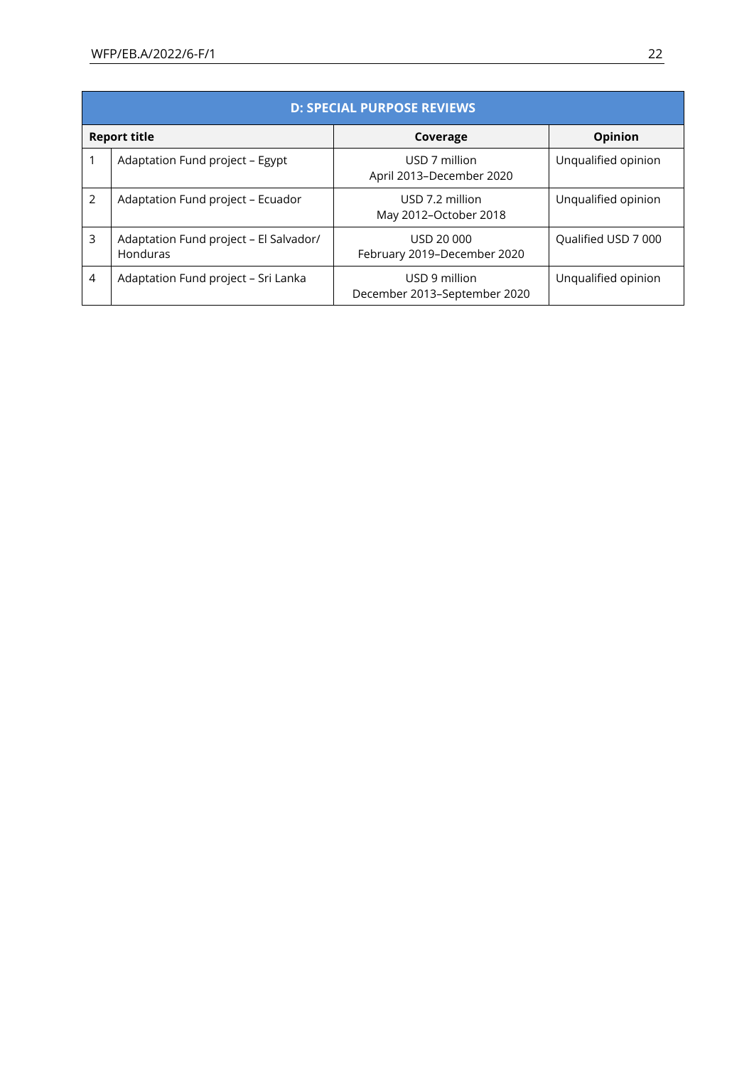| D: SPECIAL PURPOSE REVIEWS | | | |
|---|---|---|---|
| **Report title** | | **Coverage** | **Opinion** |
| 1 | Adaptation Fund project – Egypt | USD 7 million<br>April 2013–December 2020 | Unqualified opinion |
| 2 | Adaptation Fund project – Ecuador | USD 7.2 million<br>May 2012–October 2018 | Unqualified opinion |
| 3 | Adaptation Fund project – El Salvador/ Honduras | USD 20 000<br>February 2019–December 2020 | Qualified USD 7 000 |
| 4 | Adaptation Fund project – Sri Lanka | USD 9 million<br>December 2013–September 2020 | Unqualified opinion |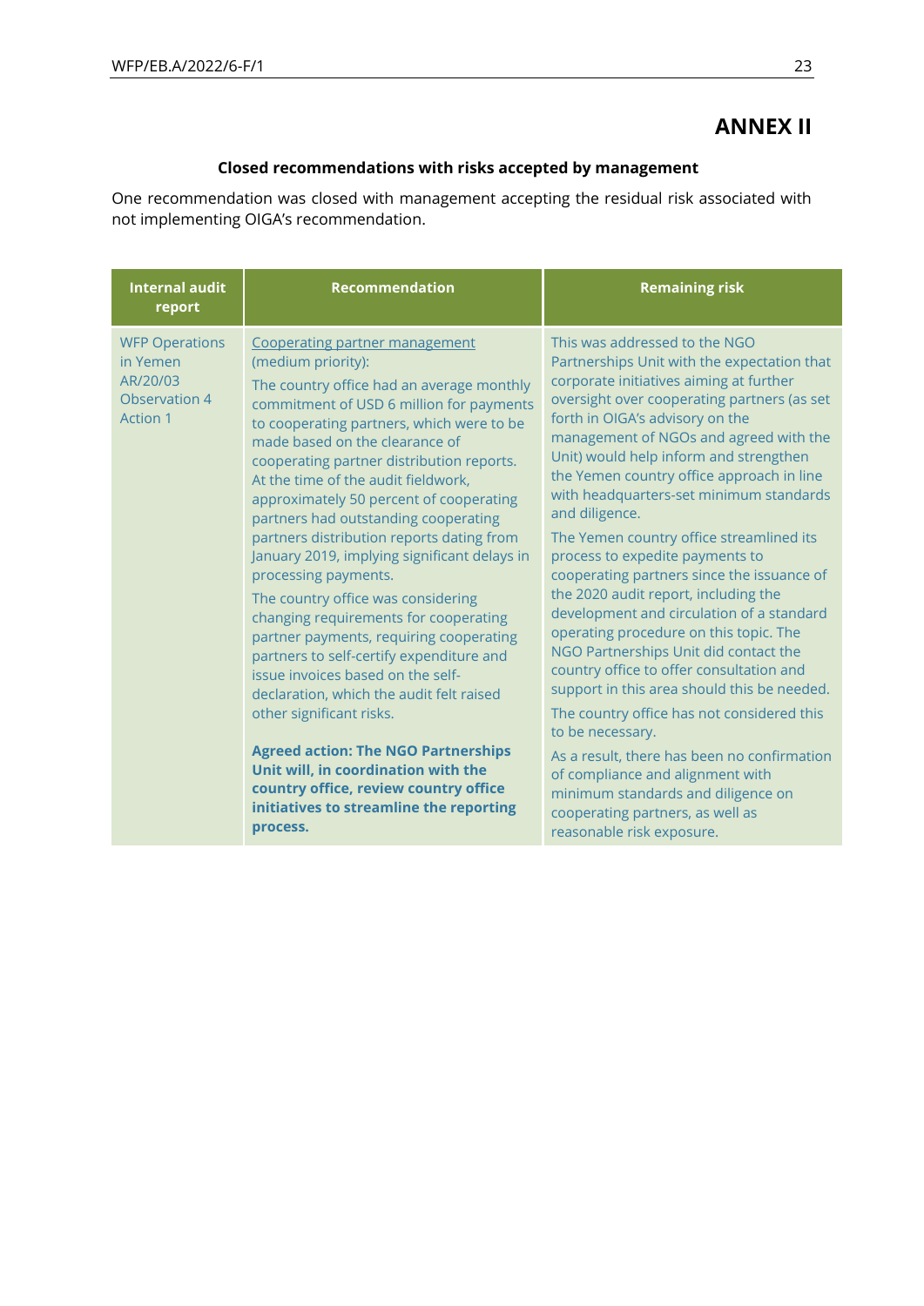# ANNEX II

**Closed recommendations with risks accepted by management**

One recommendation was closed with management accepting the residual risk associated with not implementing OIGA's recommendation.

| Internal audit report | Recommendation | Remaining risk |
|---|---|---|
| WFP Operations in Yemen AR/20/03 Observation 4 Action 1 | Cooperating partner management (medium priority): The country office had an average monthly commitment of USD 6 million for payments to cooperating partners, which were to be made based on the clearance of cooperating partner distribution reports. At the time of the audit fieldwork, approximately 50 percent of cooperating partners had outstanding cooperating partners distribution reports dating from January 2019, implying significant delays in processing payments. The country office was considering changing requirements for cooperating partner payments, requiring cooperating partners to self-certify expenditure and issue invoices based on the self-declaration, which the audit felt raised other significant risks. **Agreed action: The NGO Partnerships Unit will, in coordination with the country office, review country office initiatives to streamline the reporting process.** | This was addressed to the NGO Partnerships Unit with the expectation that corporate initiatives aiming at further oversight over cooperating partners (as set forth in OIGA's advisory on the management of NGOs and agreed with the Unit) would help inform and strengthen the Yemen country office approach in line with headquarters-set minimum standards and diligence. The Yemen country office streamlined its process to expedite payments to cooperating partners since the issuance of the 2020 audit report, including the development and circulation of a standard operating procedure on this topic. The NGO Partnerships Unit did contact the country office to offer consultation and support in this area should this be needed. The country office has not considered this to be necessary. As a result, there has been no confirmation of compliance and alignment with minimum standards and diligence on cooperating partners, as well as reasonable risk exposure. |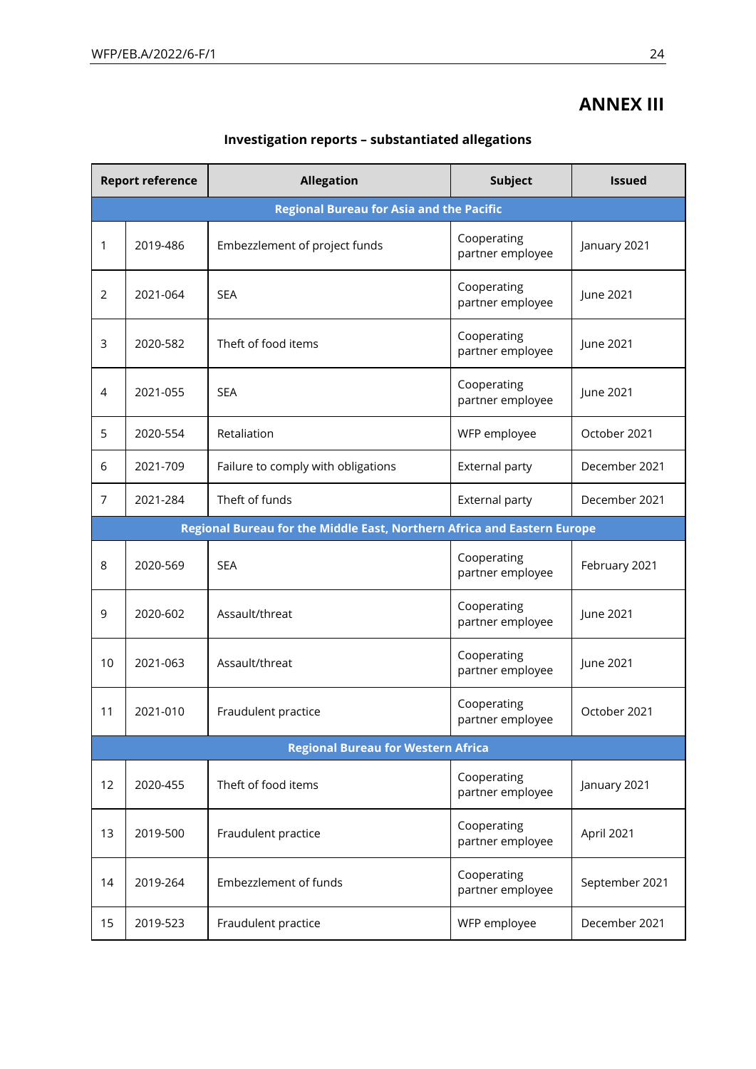# ANNEX III

## Investigation reports – substantiated allegations

| Report reference | | Allegation | Subject | Issued |
|---|---|---|---|---|
| **Regional Bureau for Asia and the Pacific** | | | | |
| 1 | 2019-486 | Embezzlement of project funds | Cooperating partner employee | January 2021 |
| 2 | 2021-064 | SEA | Cooperating partner employee | June 2021 |
| 3 | 2020-582 | Theft of food items | Cooperating partner employee | June 2021 |
| 4 | 2021-055 | SEA | Cooperating partner employee | June 2021 |
| 5 | 2020-554 | Retaliation | WFP employee | October 2021 |
| 6 | 2021-709 | Failure to comply with obligations | External party | December 2021 |
| 7 | 2021-284 | Theft of funds | External party | December 2021 |
| **Regional Bureau for the Middle East, Northern Africa and Eastern Europe** | | | | |
| 8 | 2020-569 | SEA | Cooperating partner employee | February 2021 |
| 9 | 2020-602 | Assault/threat | Cooperating partner employee | June 2021 |
| 10 | 2021-063 | Assault/threat | Cooperating partner employee | June 2021 |
| 11 | 2021-010 | Fraudulent practice | Cooperating partner employee | October 2021 |
| **Regional Bureau for Western Africa** | | | | |
| 12 | 2020-455 | Theft of food items | Cooperating partner employee | January 2021 |
| 13 | 2019-500 | Fraudulent practice | Cooperating partner employee | April 2021 |
| 14 | 2019-264 | Embezzlement of funds | Cooperating partner employee | September 2021 |
| 15 | 2019-523 | Fraudulent practice | WFP employee | December 2021 |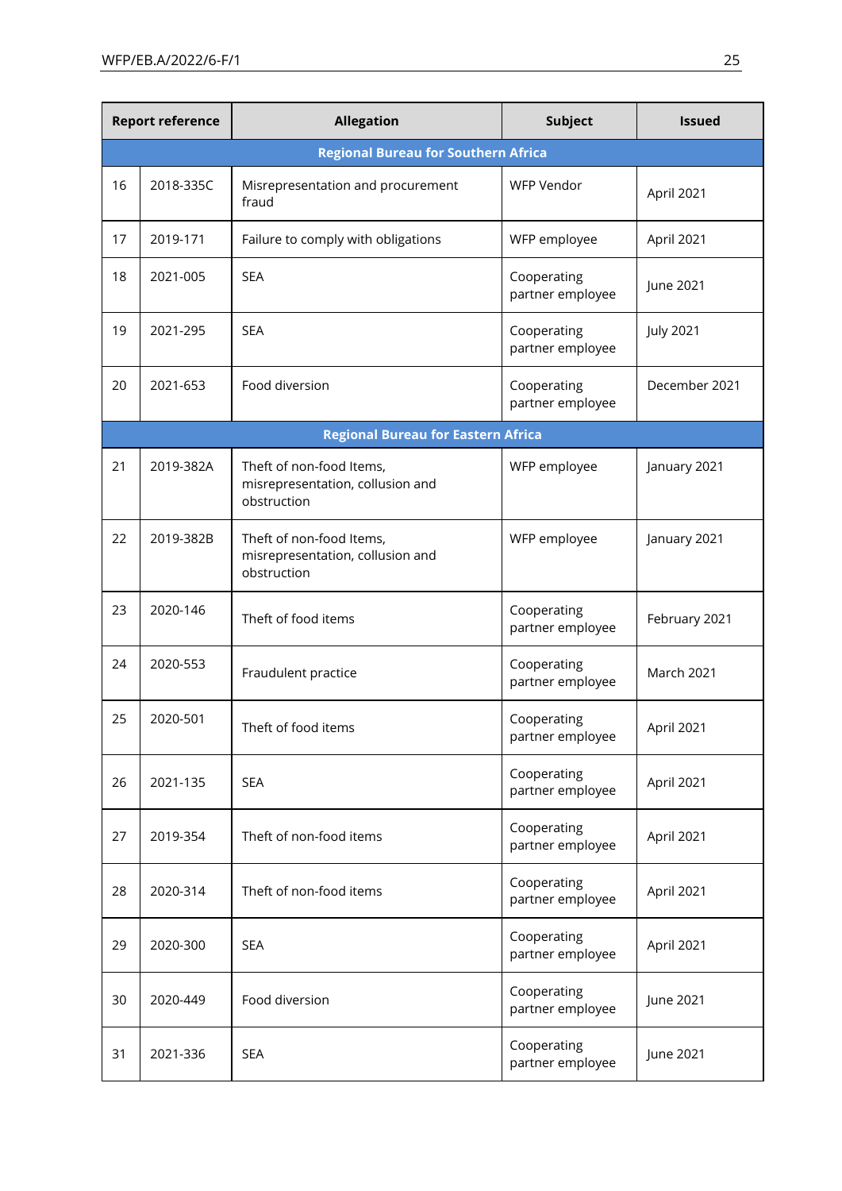| Report reference | | Allegation | Subject | Issued |
|---|---|---|---|---|
| **Regional Bureau for Southern Africa** | | | | |
| 16 | 2018-335C | Misrepresentation and procurement fraud | WFP Vendor | April 2021 |
| 17 | 2019-171 | Failure to comply with obligations | WFP employee | April 2021 |
| 18 | 2021-005 | SEA | Cooperating partner employee | June 2021 |
| 19 | 2021-295 | SEA | Cooperating partner employee | July 2021 |
| 20 | 2021-653 | Food diversion | Cooperating partner employee | December 2021 |
| **Regional Bureau for Eastern Africa** | | | | |
| 21 | 2019-382A | Theft of non-food Items, misrepresentation, collusion and obstruction | WFP employee | January 2021 |
| 22 | 2019-382B | Theft of non-food Items, misrepresentation, collusion and obstruction | WFP employee | January 2021 |
| 23 | 2020-146 | Theft of food items | Cooperating partner employee | February 2021 |
| 24 | 2020-553 | Fraudulent practice | Cooperating partner employee | March 2021 |
| 25 | 2020-501 | Theft of food items | Cooperating partner employee | April 2021 |
| 26 | 2021-135 | SEA | Cooperating partner employee | April 2021 |
| 27 | 2019-354 | Theft of non-food items | Cooperating partner employee | April 2021 |
| 28 | 2020-314 | Theft of non-food items | Cooperating partner employee | April 2021 |
| 29 | 2020-300 | SEA | Cooperating partner employee | April 2021 |
| 30 | 2020-449 | Food diversion | Cooperating partner employee | June 2021 |
| 31 | 2021-336 | SEA | Cooperating partner employee | June 2021 |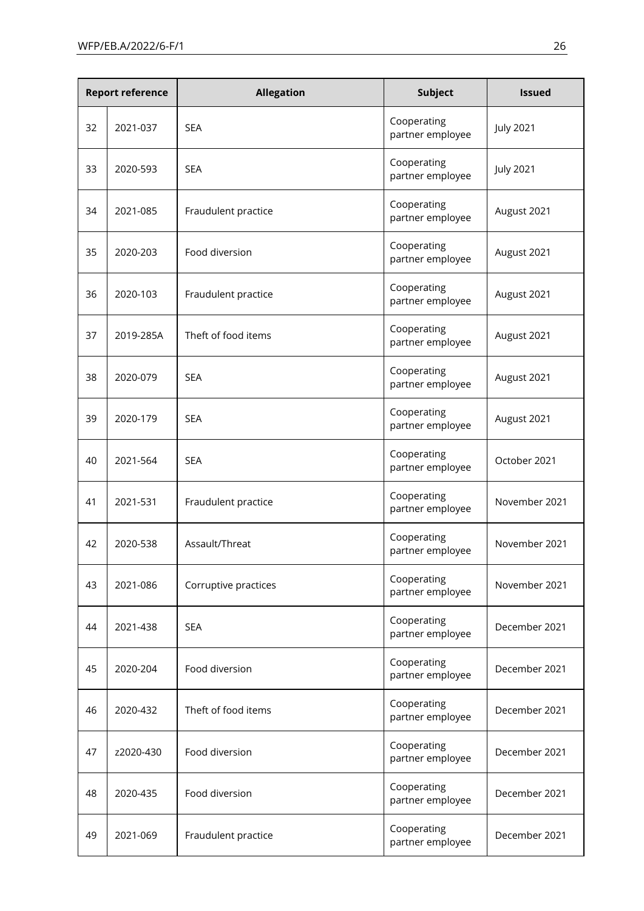| Report reference | | Allegation | Subject | Issued |
|---|---|---|---|---|
| 32 | 2021-037 | SEA | Cooperating partner employee | July 2021 |
| 33 | 2020-593 | SEA | Cooperating partner employee | July 2021 |
| 34 | 2021-085 | Fraudulent practice | Cooperating partner employee | August 2021 |
| 35 | 2020-203 | Food diversion | Cooperating partner employee | August 2021 |
| 36 | 2020-103 | Fraudulent practice | Cooperating partner employee | August 2021 |
| 37 | 2019-285A | Theft of food items | Cooperating partner employee | August 2021 |
| 38 | 2020-079 | SEA | Cooperating partner employee | August 2021 |
| 39 | 2020-179 | SEA | Cooperating partner employee | August 2021 |
| 40 | 2021-564 | SEA | Cooperating partner employee | October 2021 |
| 41 | 2021-531 | Fraudulent practice | Cooperating partner employee | November 2021 |
| 42 | 2020-538 | Assault/Threat | Cooperating partner employee | November 2021 |
| 43 | 2021-086 | Corruptive practices | Cooperating partner employee | November 2021 |
| 44 | 2021-438 | SEA | Cooperating partner employee | December 2021 |
| 45 | 2020-204 | Food diversion | Cooperating partner employee | December 2021 |
| 46 | 2020-432 | Theft of food items | Cooperating partner employee | December 2021 |
| 47 | z2020-430 | Food diversion | Cooperating partner employee | December 2021 |
| 48 | 2020-435 | Food diversion | Cooperating partner employee | December 2021 |
| 49 | 2021-069 | Fraudulent practice | Cooperating partner employee | December 2021 |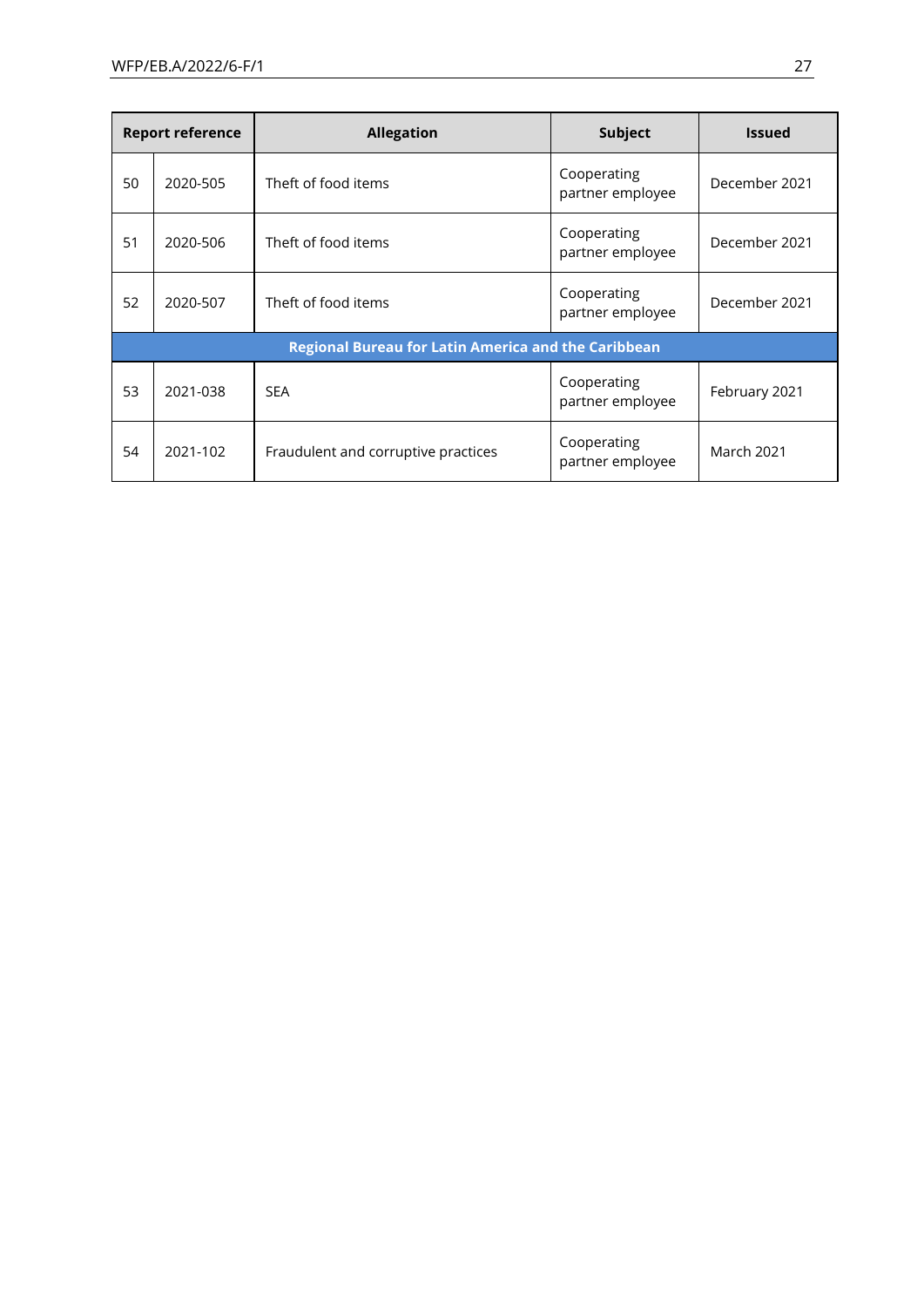| Report reference | | Allegation | Subject | Issued |
|---|---|---|---|---|
| 50 | 2020-505 | Theft of food items | Cooperating partner employee | December 2021 |
| 51 | 2020-506 | Theft of food items | Cooperating partner employee | December 2021 |
| 52 | 2020-507 | Theft of food items | Cooperating partner employee | December 2021 |
| **Regional Bureau for Latin America and the Caribbean** | | | | |
| 53 | 2021-038 | SEA | Cooperating partner employee | February 2021 |
| 54 | 2021-102 | Fraudulent and corruptive practices | Cooperating partner employee | March 2021 |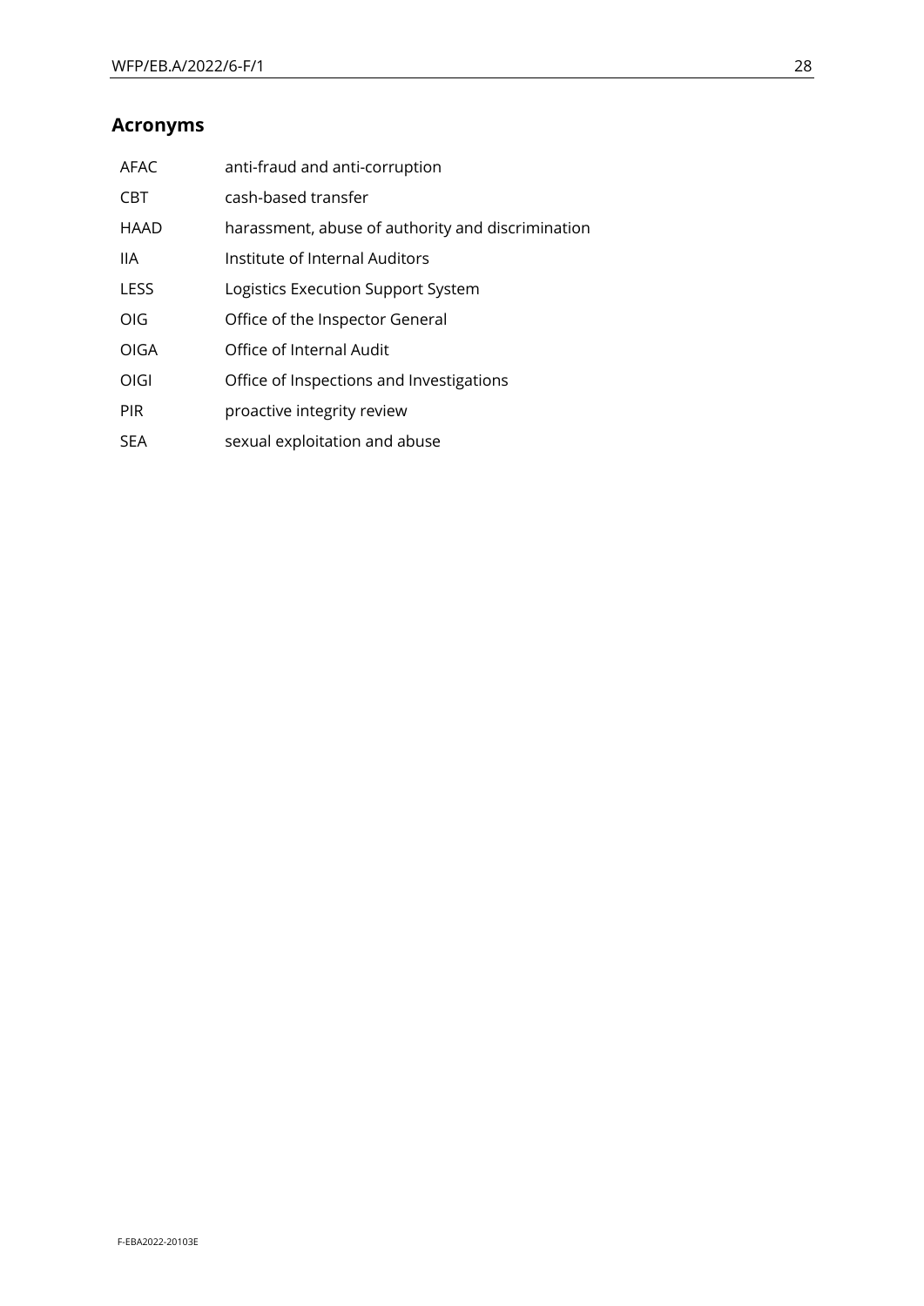## Acronyms

| | |
|---|---|
| AFAC | anti-fraud and anti-corruption |
| CBT | cash-based transfer |
| HAAD | harassment, abuse of authority and discrimination |
| IIA | Institute of Internal Auditors |
| LESS | Logistics Execution Support System |
| OIG | Office of the Inspector General |
| OIGA | Office of Internal Audit |
| OIGI | Office of Inspections and Investigations |
| PIR | proactive integrity review |
| SEA | sexual exploitation and abuse |

F-EBA2022-20103E